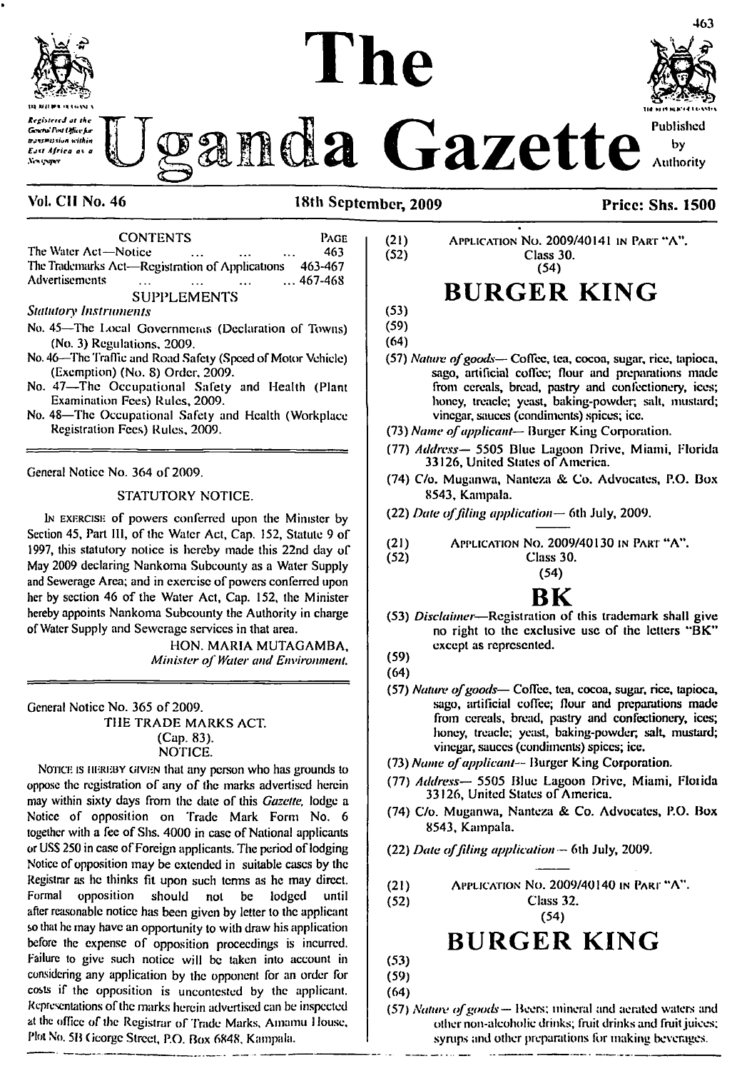# The Uganda Gazette

*Registered at the General Post Office for transmission within East Africa as a Newspaper*

Published by Authority

**Vol. CII No. 46** — **18th September, 2009** — **Price: Shs. 1500**

| CONTENTS | PAGE |
|---|---|
| The Water Act—Notice ... ... ... ... | 463 |
| The Trademarks Act—Registration of Applications | 463-467 |
| Advertisements ... ... ... ... | ... 467-468 |

SUPPLEMENTS

*Statutory Instruments*

No. 45—The Local Governments (Declaration of Towns) (No. 3) Regulations, 2009.

No. 46—The Traffic and Road Safety (Speed of Motor Vehicle) (Exemption) (No. 8) Order, 2009.

No. 47—The Occupational Safety and Health (Plant Examination Fees) Rules, 2009.

No. 48—The Occupational Safety and Health (Workplace Registration Fees) Rules, 2009.

---

General Notice No. 364 of 2009.

STATUTORY NOTICE.

IN EXERCISE of powers conferred upon the Minister by Section 45, Part III, of the Water Act, Cap. 152, Statute 9 of 1997, this statutory notice is hereby made this 22nd day of May 2009 declaring Nankoma Subcounty as a Water Supply and Sewerage Area; and in exercise of powers conferred upon her by section 46 of the Water Act, Cap. 152, the Minister hereby appoints Nankoma Subcounty the Authority in charge of Water Supply and Sewerage services in that area.

HON. MARIA MUTAGAMBA,
*Minister of Water and Environment.*

---

General Notice No. 365 of 2009.

THE TRADE MARKS ACT.
(Cap. 83).
NOTICE.

NOTICE IS HEREBY GIVEN that any person who has grounds to oppose the registration of any of the marks advertised herein may within sixty days from the date of this *Gazette,* lodge a Notice of opposition on Trade Mark Form No. 6 together with a fee of Shs. 4000 in case of National applicants or US$ 250 in case of Foreign applicants. The period of lodging Notice of opposition may be extended in suitable cases by the Registrar as he thinks fit upon such terms as he may direct. Formal opposition should not be lodged until after reasonable notice has been given by letter to the applicant so that he may have an opportunity to with draw his application before the expense of opposition proceedings is incurred. Failure to give such notice will be taken into account in considering any application by the opponent for an order for costs if the opposition is uncontested by the applicant. Representations of the marks herein advertised can be inspected at the office of the Registrar of Trade Marks, Amamu House, Plot No. 5B George Street, P.O. Box 6848, Kampala.

---

(21) APPLICATION NO. 2009/40141 IN PART "A".
(52) Class 30.
(54)

## BURGER KING

(53)
(59)
(64)

(57) *Nature of goods*— Coffee, tea, cocoa, sugar, rice, tapioca, sago, artificial coffee; flour and preparations made from cereals, bread, pastry and confectionery, ices; honey, treacle; yeast, baking-powder; salt, mustard; vinegar, sauces (condiments) spices; ice.

(73) *Name of applicant*— Burger King Corporation.

(77) *Address*— 5505 Blue Lagoon Drive, Miami, Florida 33126, United States of America.

(74) C/o. Muganwa, Nanteza & Co. Advocates, P.O. Box 8543, Kampala.

(22) *Date of filing application*— 6th July, 2009.

---

(21) APPLICATION NO. 2009/40130 IN PART "A".
(52) Class 30.
(54)

## BK

(53) *Disclaimer*—Registration of this trademark shall give no right to the exclusive use of the letters "BK" except as represented.

(59)
(64)

(57) *Nature of goods*— Coffee, tea, cocoa, sugar, rice, tapioca, sago, artificial coffee; flour and preparations made from cereals, bread, pastry and confectionery, ices; honey, treacle; yeast, baking-powder; salt, mustard; vinegar, sauces (condiments) spices; ice.

(73) *Name of applicant*— Burger King Corporation.

(77) *Address*— 5505 Blue Lagoon Drive, Miami, Florida 33126, United States of America.

(74) C/o. Muganwa, Nanteza & Co. Advocates, P.O. Box 8543, Kampala.

(22) *Date of filing application*— 6th July, 2009.

---

(21) APPLICATION NO. 2009/40140 IN PART "A".
(52) Class 32.
(54)

## BURGER KING

(53)
(59)
(64)

(57) *Nature of goods*— Beers; mineral and aerated waters and other non-alcoholic drinks; fruit drinks and fruit juices; syrups and other preparations for making beverages.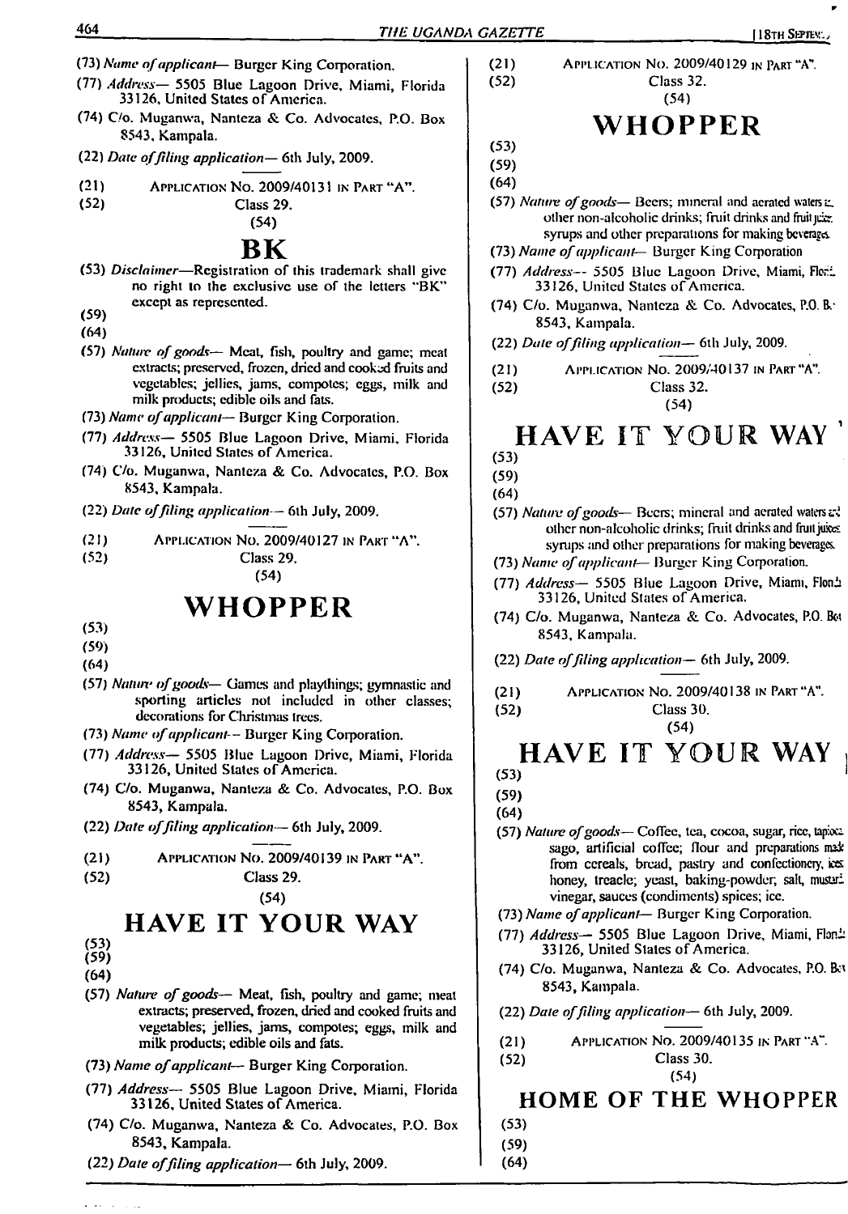(73) *Name of applicant*— Burger King Corporation.

(77) *Address*— 5505 Blue Lagoon Drive, Miami, Florida 33126, United States of America.

(74) C/o. Muganwa, Nanteza & Co. Advocates, P.O. Box 8543, Kampala.

(22) *Date of filing application*— 6th July, 2009.

---

(21) APPLICATION NO. 2009/40131 IN PART "A".

(52) Class 29.

(54)

# BK

(53) *Disclaimer*—Registration of this trademark shall give no right to the exclusive use of the letters "BK" except as represented.

(59)

(64)

(57) *Nature of goods*— Meat, fish, poultry and game; meat extracts; preserved, frozen, dried and cooked fruits and vegetables; jellies, jams, compotes; eggs, milk and milk products; edible oils and fats.

(73) *Name of applicant*— Burger King Corporation.

(77) *Address*— 5505 Blue Lagoon Drive, Miami, Florida 33126, United States of America.

(74) C/o. Muganwa, Nanteza & Co. Advocates, P.O. Box 8543, Kampala.

(22) *Date of filing application*— 6th July, 2009.

---

(21) APPLICATION NO. 2009/40127 IN PART "A".

(52) Class 29.

(54)

# WHOPPER

(53)

(59)

(64)

(57) *Nature of goods*— Games and playthings; gymnastic and sporting articles not included in other classes; decorations for Christmas trees.

(73) *Name of applicant*— Burger King Corporation.

(77) *Address*— 5505 Blue Lagoon Drive, Miami, Florida 33126, United States of America.

(74) C/o. Muganwa, Nanteza & Co. Advocates, P.O. Box 8543, Kampala.

(22) *Date of filing application*— 6th July, 2009.

---

(21) APPLICATION NO. 2009/40139 IN PART "A".

(52) Class 29.

(54)

# HAVE IT YOUR WAY

(53)

(59)

(64)

(57) *Nature of goods*— Meat, fish, poultry and game; meat extracts; preserved, frozen, dried and cooked fruits and vegetables; jellies, jams, compotes; eggs, milk and milk products; edible oils and fats.

(73) *Name of applicant*— Burger King Corporation.

(77) *Address*— 5505 Blue Lagoon Drive, Miami, Florida 33126, United States of America.

(74) C/o. Muganwa, Nanteza & Co. Advocates, P.O. Box 8543, Kampala.

(22) *Date of filing application*— 6th July, 2009.

---

(21) APPLICATION NO. 2009/40129 IN PART "A".

(52) Class 32.

(54)

# WHOPPER

(53)

(59)

(64)

(57) *Nature of goods*— Beers; mineral and aerated waters and other non-alcoholic drinks; fruit drinks and fruit juices; syrups and other preparations for making beverages.

(73) *Name of applicant*— Burger King Corporation

(77) *Address*— 5505 Blue Lagoon Drive, Miami, Florida 33126, United States of America.

(74) C/o. Muganwa, Nanteza & Co. Advocates, P.O. Box 8543, Kampala.

(22) *Date of filing application*— 6th July, 2009.

---

(21) APPLICATION NO. 2009/40137 IN PART "A".

(52) Class 32.

(54)

# HAVE IT YOUR WAY

(53)

(59)

(64)

(57) *Nature of goods*— Beers; mineral and aerated waters and other non-alcoholic drinks; fruit drinks and fruit juices; syrups and other preparations for making beverages.

(73) *Name of applicant*— Burger King Corporation.

(77) *Address*— 5505 Blue Lagoon Drive, Miami, Florida 33126, United States of America.

(74) C/o. Muganwa, Nanteza & Co. Advocates, P.O. Box 8543, Kampala.

(22) *Date of filing application*— 6th July, 2009.

---

(21) APPLICATION NO. 2009/40138 IN PART "A".

(52) Class 30.

(54)

# HAVE IT YOUR WAY

(53)

(59)

(64)

(57) *Nature of goods*— Coffee, tea, cocoa, sugar, rice, tapioca, sago, artificial coffee; flour and preparations made from cereals, bread, pastry and confectionery, ices; honey, treacle; yeast, baking-powder; salt, mustard; vinegar, sauces (condiments) spices; ice.

(73) *Name of applicant*— Burger King Corporation.

(77) *Address*— 5505 Blue Lagoon Drive, Miami, Florida 33126, United States of America.

(74) C/o. Muganwa, Nanteza & Co. Advocates, P.O. Box 8543, Kampala.

(22) *Date of filing application*— 6th July, 2009.

---

(21) APPLICATION NO. 2009/40135 IN PART "A".

(52) Class 30.

(54)

# HOME OF THE WHOPPER

(53)

(59)

(64)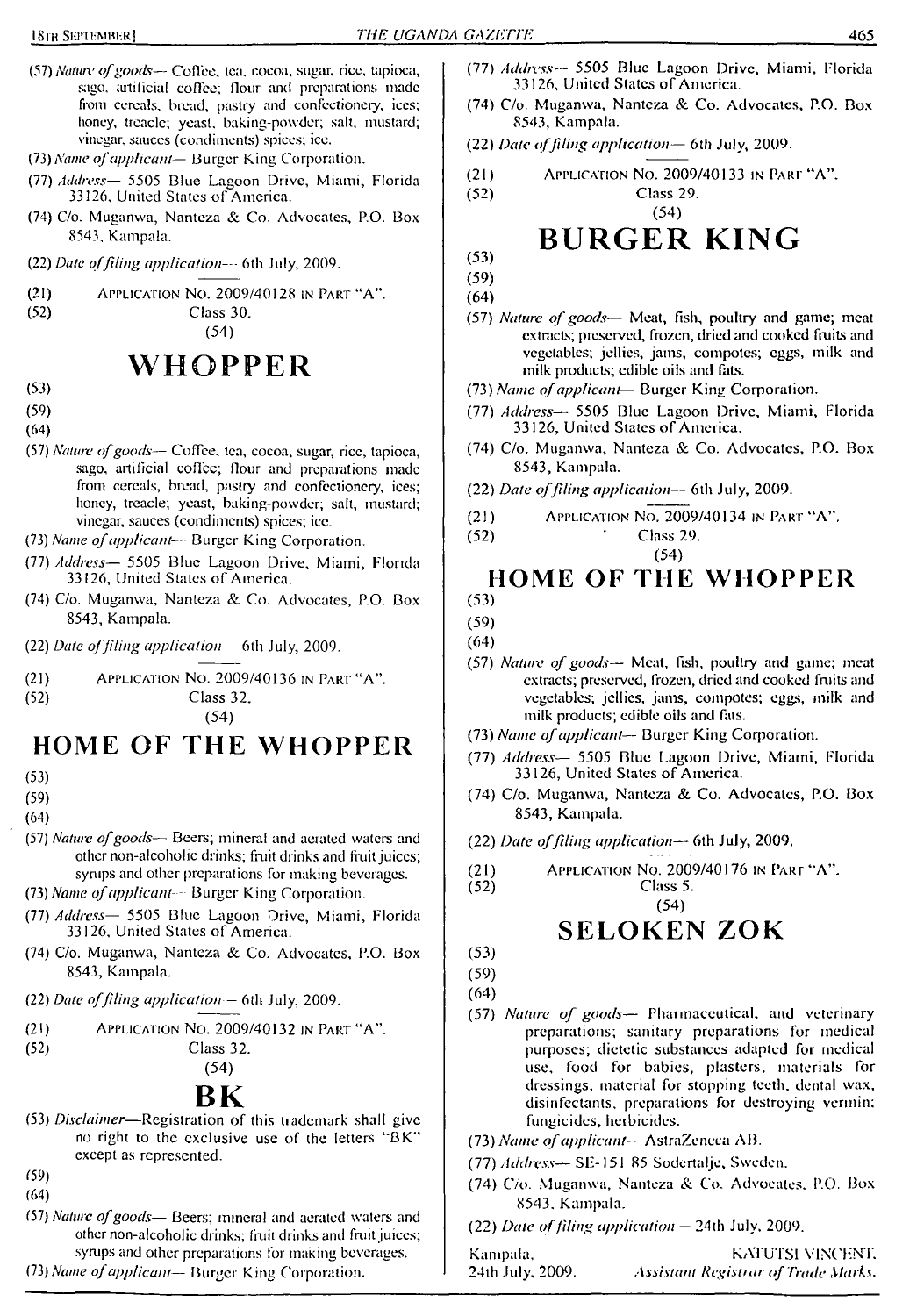(57) *Nature of goods*— Coffee, tea, cocoa, sugar, rice, tapioca, sago, artificial coffee; flour and preparations made from cereals, bread, pastry and confectionery, ices; honey, treacle; yeast, baking-powder; salt, mustard; vinegar, sauces (condiments) spices; ice.

(73) *Name of applicant*— Burger King Corporation.

(77) *Address*— 5505 Blue Lagoon Drive, Miami, Florida 33126, United States of America.

(74) C/o. Muganwa, Nanteza & Co. Advocates, P.O. Box 8543, Kampala.

(22) *Date of filing application*— 6th July, 2009.

---

(21) Application No. 2009/40128 in Part "A".

(52) Class 30.

(54)

# WHOPPER

(53)

(59)

(64)

(57) *Nature of goods*— Coffee, tea, cocoa, sugar, rice, tapioca, sago, artificial coffee; flour and preparations made from cereals, bread, pastry and confectionery, ices; honey, treacle; yeast, baking-powder; salt, mustard; vinegar, sauces (condiments) spices; ice.

(73) *Name of applicant*— Burger King Corporation.

(77) *Address*— 5505 Blue Lagoon Drive, Miami, Florida 33126, United States of America.

(74) C/o. Muganwa, Nanteza & Co. Advocates, P.O. Box 8543, Kampala.

(22) *Date of filing application*— 6th July, 2009.

---

(21) Application No. 2009/40136 in Part "A".

(52) Class 32.

(54)

# HOME OF THE WHOPPER

(53)

(59)

(64)

(57) *Nature of goods*— Beers; mineral and aerated waters and other non-alcoholic drinks; fruit drinks and fruit juices; syrups and other preparations for making beverages.

(73) *Name of applicant*— Burger King Corporation.

(77) *Address*— 5505 Blue Lagoon Drive, Miami, Florida 33126, United States of America.

(74) C/o. Muganwa, Nanteza & Co. Advocates, P.O. Box 8543, Kampala.

(22) *Date of filing application*— 6th July, 2009.

---

(21) Application No. 2009/40132 in Part "A".

(52) Class 32.

(54)

# BK

(53) *Disclaimer*—Registration of this trademark shall give no right to the exclusive use of the letters "BK" except as represented.

(59)

(64)

(57) *Nature of goods*— Beers; mineral and aerated waters and other non-alcoholic drinks; fruit drinks and fruit juices; syrups and other preparations for making beverages.

(73) *Name of applicant*— Burger King Corporation.

(77) *Address*— 5505 Blue Lagoon Drive, Miami, Florida 33126, United States of America.

(74) C/o. Muganwa, Nanteza & Co. Advocates, P.O. Box 8543, Kampala.

(22) *Date of filing application*— 6th July, 2009.

---

(21) Application No. 2009/40133 in Part "A".

(52) Class 29.

(54)

# BURGER KING

(53)

(59)

(64)

(57) *Nature of goods*— Meat, fish, poultry and game; meat extracts; preserved, frozen, dried and cooked fruits and vegetables; jellies, jams, compotes; eggs, milk and milk products; edible oils and fats.

(73) *Name of applicant*— Burger King Corporation.

(77) *Address*— 5505 Blue Lagoon Drive, Miami, Florida 33126, United States of America.

(74) C/o. Muganwa, Nanteza & Co. Advocates, P.O. Box 8543, Kampala.

(22) *Date of filing application*— 6th July, 2009.

---

(21) Application No. 2009/40134 in Part "A".

(52) Class 29.

(54)

# HOME OF THE WHOPPER

(53)

(59)

(64)

(57) *Nature of goods*— Meat, fish, poultry and game; meat extracts; preserved, frozen, dried and cooked fruits and vegetables; jellies, jams, compotes; eggs, milk and milk products; edible oils and fats.

(73) *Name of applicant*— Burger King Corporation.

(77) *Address*— 5505 Blue Lagoon Drive, Miami, Florida 33126, United States of America.

(74) C/o. Muganwa, Nanteza & Co. Advocates, P.O. Box 8543, Kampala.

(22) *Date of filing application*— 6th July, 2009.

---

(21) Application No. 2009/40176 in Part "A".

(52) Class 5.

(54)

# SELOKEN ZOK

(53)

(59)

(64)

(57) *Nature of goods*— Pharmaceutical, and veterinary preparations; sanitary preparations for medical purposes; dietetic substances adapted for medical use, food for babies, plasters, materials for dressings, material for stopping teeth, dental wax, disinfectants, preparations for destroying vermin; fungicides, herbicides.

(73) *Name of applicant*— AstraZeneca AB.

(77) *Address*— SE-151 85 Sodertalje, Sweden.

(74) C/o. Muganwa, Nanteza & Co. Advocates, P.O. Box 8543, Kampala.

(22) *Date of filing application*— 24th July, 2009.

Kampala, 24th July, 2009.

KATUTSI VINCENT,
*Assistant Registrar of Trade Marks.*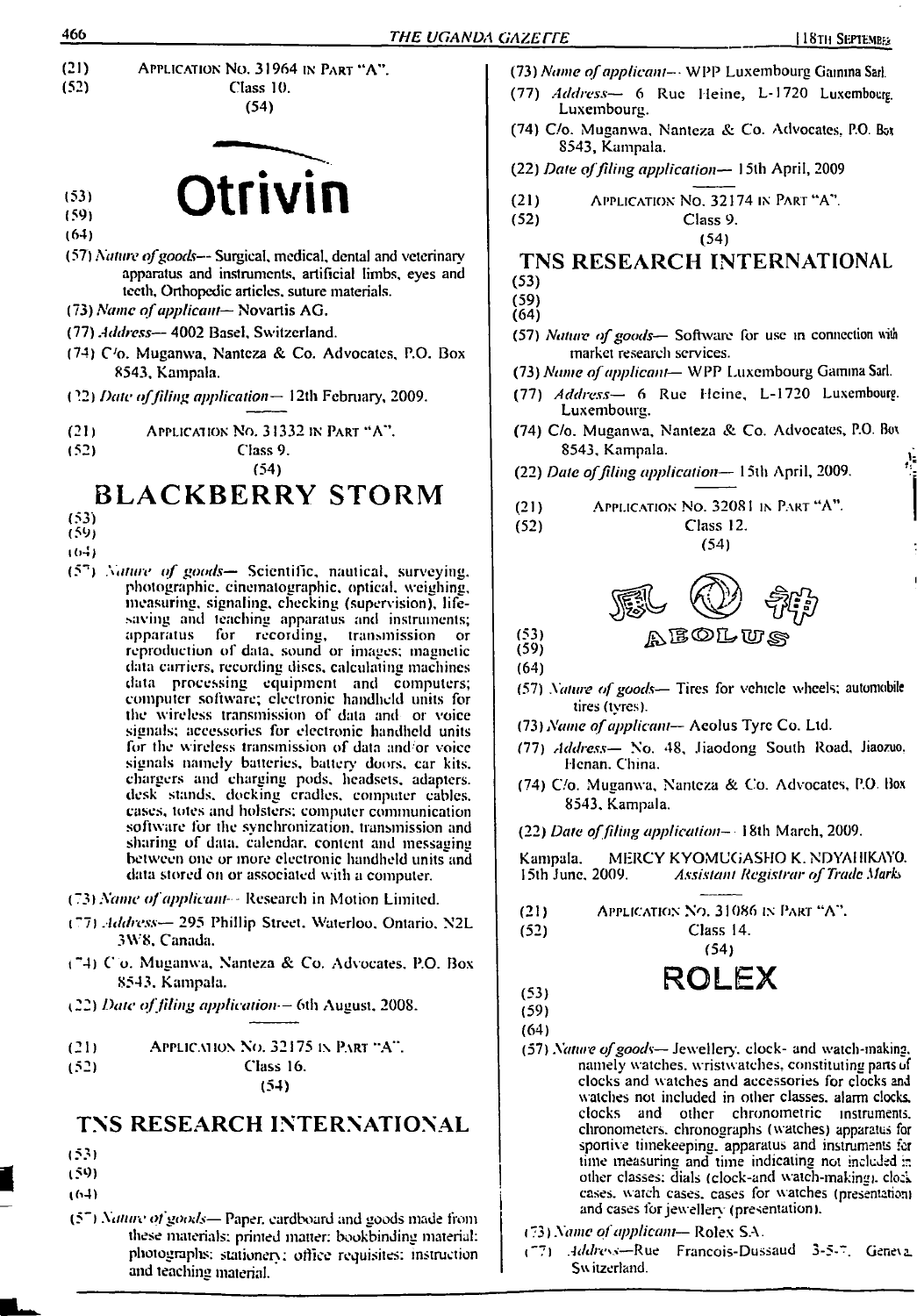(21) APPLICATION NO. 31964 IN PART "A".
(52) Class 10.
(54)

(53)
(59) **Otrivin**
(64)

(57) *Nature of goods*— Surgical, medical, dental and veterinary apparatus and instruments, artificial limbs, eyes and teeth, Orthopedic articles, suture materials.

(73) *Name of applicant*— Novartis AG.

(77) *Address*— 4002 Basel, Switzerland.

(74) C/o. Muganwa, Nanteza & Co. Advocates, P.O. Box 8543, Kampala.

(22) *Date of filing application*— 12th February, 2009.

---

(21) APPLICATION NO. 31332 IN PART "A".
(52) Class 9.
(54)

**BLACKBERRY STORM**

(53)
(59)
(64)

(57) *Nature of goods*— Scientific, nautical, surveying, photographic, cinematographic, optical, weighing, measuring, signaling, checking (supervision), life-saving and teaching apparatus and instruments; apparatus for recording, transmission or reproduction of data, sound or images; magnetic data carriers, recording discs, calculating machines data processing equipment and computers; computer software; electronic handheld units for the wireless transmission of data and or voice signals; accessories for electronic handheld units for the wireless transmission of data and/or voice signals namely batteries, battery doors, car kits, chargers and charging pods, headsets, adapters, desk stands, docking cradles, computer cables, cases, totes and holsters; computer communication software for the synchronization, transmission and sharing of data, calendar, content and messaging between one or more electronic handheld units and data stored on or associated with a computer.

(73) *Name of applicant*— Research in Motion Limited.

(77) *Address*— 295 Phillip Street, Waterloo, Ontario, N2L 3W8, Canada.

(74) C/o. Muganwa, Nanteza & Co. Advocates, P.O. Box 8543, Kampala.

(22) *Date of filing application*— 6th August, 2008.

---

(21) APPLICATION NO. 32175 IN PART "A".
(52) Class 16.
(54)

**TNS RESEARCH INTERNATIONAL**

(53)
(59)
(64)

(57) *Nature of goods*— Paper, cardboard and goods made from these materials: printed matter: bookbinding material: photographs: stationery: office requisites: instruction and teaching material.

(73) *Name of applicant*— WPP Luxembourg Gamma Sarl.

(77) *Address*— 6 Rue Heine, L-1720 Luxembourg, Luxembourg.

(74) C/o. Muganwa, Nanteza & Co. Advocates, P.O. Box 8543, Kampala.

(22) *Date of filing application*— 15th April, 2009

---

(21) APPLICATION NO. 32174 IN PART "A".
(52) Class 9.
(54)

**TNS RESEARCH INTERNATIONAL**

(53)
(59)
(64)

(57) *Nature of goods*— Software for use in connection with market research services.

(73) *Name of applicant*— WPP Luxembourg Gamma Sarl.

(77) *Address*— 6 Rue Heine, L-1720 Luxembourg, Luxembourg.

(74) C/o. Muganwa, Nanteza & Co. Advocates, P.O. Box 8543, Kampala.

(22) *Date of filing application*— 15th April, 2009.

---

(21) APPLICATION NO. 32081 IN PART "A".
(52) Class 12.
(54)

(53)
(59) AEOLUS
(64)

(57) *Nature of goods*— Tires for vehicle wheels; automobile tires (tyres).

(73) *Name of applicant*— Aeolus Tyre Co. Ltd.

(77) *Address*— No. 48, Jiaodong South Road, Jiaozuo, Henan, China.

(74) C/o. Muganwa, Nanteza & Co. Advocates, P.O. Box 8543, Kampala.

(22) *Date of filing application*— 18th March, 2009.

Kampala, 15th June, 2009.

MERCY KYOMUGASHO K. NDYAHIKAYO,
*Assistant Registrar of Trade Marks*

---

(21) APPLICATION NO. 31086 IN PART "A".
(52) Class 14.
(54)

**ROLEX**

(53)
(59)
(64)

(57) *Nature of goods*— Jewellery, clock- and watch-making, namely watches, wristwatches, constituting parts of clocks and watches and accessories for clocks and watches not included in other classes, alarm clocks, clocks and other chronometric instruments, chronometers, chronographs (watches) apparatus for sportive timekeeping, apparatus and instruments for time measuring and time indicating not included in other classes; dials (clock-and watch-making), clock cases, watch cases, cases for watches (presentation) and cases for jewellery (presentation).

(73) *Name of applicant*— Rolex S.A.

(77) *Address*—Rue Francois-Dussaud 3-5-7, Geneva, Switzerland.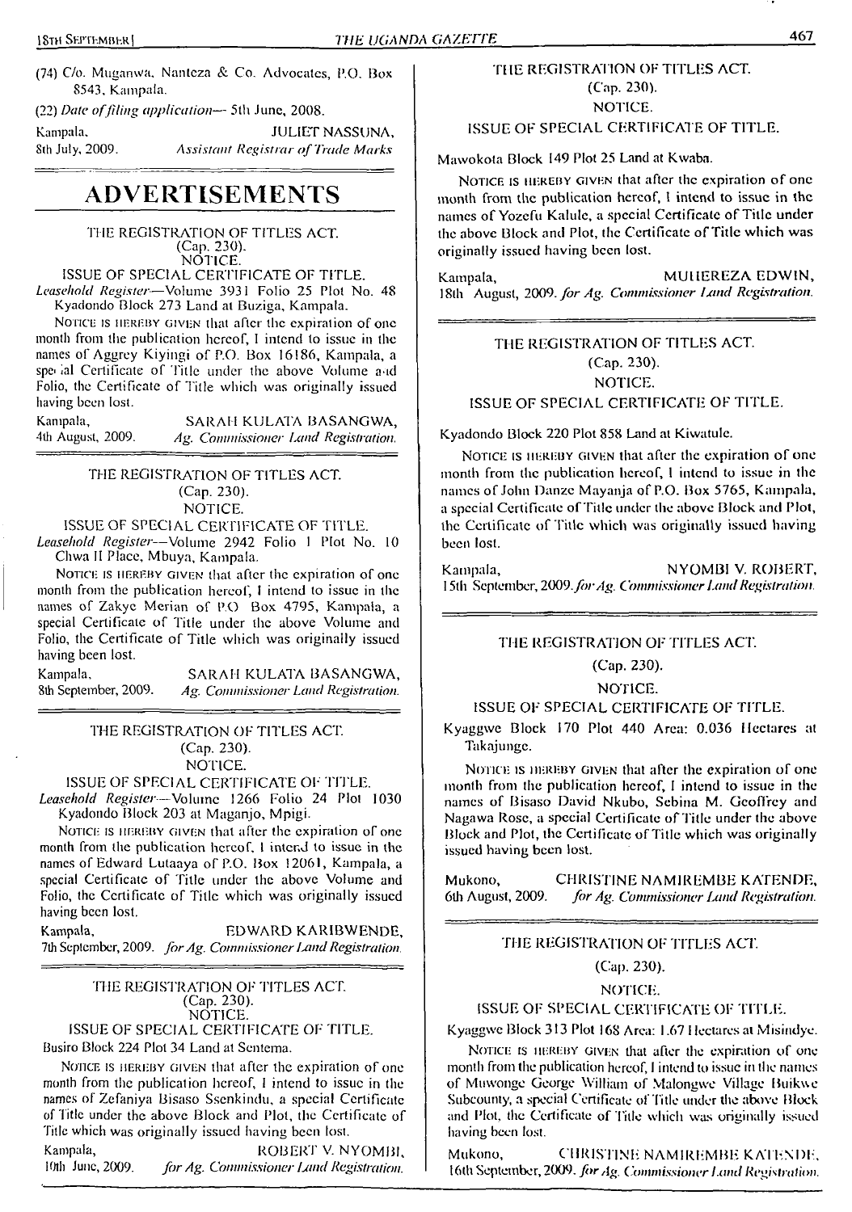(74) C/o. Muganwa, Nanteza & Co. Advocates, P.O. Box 8543, Kampala.

(22) *Date of filing application*— 5th June, 2008.

Kampala, 8th July, 2009.

JULIET NASSUNA, *Assistant Registrar of Trade Marks*

# ADVERTISEMENTS

THE REGISTRATION OF TITLES ACT.
(Cap. 230).
NOTICE.

ISSUE OF SPECIAL CERTIFICATE OF TITLE.

*Leasehold Register*—Volume 3931 Folio 25 Plot No. 48 Kyadondo Block 273 Land at Buziga, Kampala.

Notice is hereby given that after the expiration of one month from the publication hereof, I intend to issue in the names of Aggrey Kiyingi of P.O. Box 16186, Kampala, a special Certificate of Title under the above Volume and Folio, the Certificate of Title which was originally issued having been lost.

Kampala, 4th August, 2009.

SARAH KULATA BASANGWA, *Ag. Commissioner Land Registration.*

---

THE REGISTRATION OF TITLES ACT.
(Cap. 230).
NOTICE.

ISSUE OF SPECIAL CERTIFICATE OF TITLE.

*Leasehold Register*—Volume 2942 Folio 1 Plot No. 10 Chwa II Place, Mbuya, Kampala.

Notice is hereby given that after the expiration of one month from the publication hereof, I intend to issue in the names of Zakye Merian of P.O Box 4795, Kampala, a special Certificate of Title under the above Volume and Folio, the Certificate of Title which was originally issued having been lost.

Kampala, 8th September, 2009.

SARAH KULATA BASANGWA, *Ag. Commissioner Land Registration.*

---

THE REGISTRATION OF TITLES ACT.
(Cap. 230).
NOTICE.

ISSUE OF SPECIAL CERTIFICATE OF TITLE.

*Leasehold Register*—Volume 1266 Folio 24 Plot 1030 Kyadondo Block 203 at Maganjo, Mpigi.

Notice is hereby given that after the expiration of one month from the publication hereof, I intend to issue in the names of Edward Lutaaya of P.O. Box 12061, Kampala, a special Certificate of Title under the above Volume and Folio, the Certificate of Title which was originally issued having been lost.

Kampala, 7th September, 2009.

EDWARD KARIBWENDE, *for Ag. Commissioner Land Registration.*

---

THE REGISTRATION OF TITLES ACT.
(Cap. 230).
NOTICE.

ISSUE OF SPECIAL CERTIFICATE OF TITLE.

Busiro Block 224 Plot 34 Land at Sentema.

Notice is hereby given that after the expiration of one month from the publication hereof, I intend to issue in the names of Zefaniya Bisaso Ssenkindu, a special Certificate of Title under the above Block and Plot, the Certificate of Title which was originally issued having been lost.

Kampala, 10th June, 2009.

ROBERT V. NYOMBI, *for Ag. Commissioner Land Registration.*

---

THE REGISTRATION OF TITLES ACT.
(Cap. 230).
NOTICE.

ISSUE OF SPECIAL CERTIFICATE OF TITLE.

Mawokota Block 149 Plot 25 Land at Kwaba.

Notice is hereby given that after the expiration of one month from the publication hereof, I intend to issue in the names of Yozefu Kalule, a special Certificate of Title under the above Block and Plot, the Certificate of Title which was originally issued having been lost.

Kampala, 18th August, 2009.

MUHEREZA EDWIN, *for Ag. Commissioner Land Registration.*

---

THE REGISTRATION OF TITLES ACT.
(Cap. 230).
NOTICE.

ISSUE OF SPECIAL CERTIFICATE OF TITLE.

Kyadondo Block 220 Plot 858 Land at Kiwatule.

Notice is hereby given that after the expiration of one month from the publication hereof, I intend to issue in the names of John Danze Mayanja of P.O. Box 5765, Kampala, a special Certificate of Title under the above Block and Plot, the Certificate of Title which was originally issued having been lost.

Kampala, 15th September, 2009.

NYOMBI V. ROBERT, *for Ag. Commissioner Land Registration.*

---

THE REGISTRATION OF TITLES ACT.
(Cap. 230).
NOTICE.

ISSUE OF SPECIAL CERTIFICATE OF TITLE.

Kyaggwe Block 170 Plot 440 Area: 0.036 Hectares at Takajunge.

Notice is hereby given that after the expiration of one month from the publication hereof, I intend to issue in the names of Bisaso David Nkubo, Sebina M. Geoffrey and Nagawa Rose, a special Certificate of Title under the above Block and Plot, the Certificate of Title which was originally issued having been lost.

Mukono, 6th August, 2009.

CHRISTINE NAMIREMBE KATENDE, *for Ag. Commissioner Land Registration.*

---

THE REGISTRATION OF TITLES ACT.
(Cap. 230).
NOTICE.

ISSUE OF SPECIAL CERTIFICATE OF TITLE.

Kyaggwe Block 313 Plot 168 Area: 1.67 Hectares at Misindye.

Notice is hereby given that after the expiration of one month from the publication hereof, I intend to issue in the names of Muwonge George William of Malongwe Village Buikwe Subcounty, a special Certificate of Title under the above Block and Plot, the Certificate of Title which was originally issued having been lost.

Mukono, 16th September, 2009.

CHRISTINE NAMIREMBE KATENDE, *for Ag. Commissioner Land Registration.*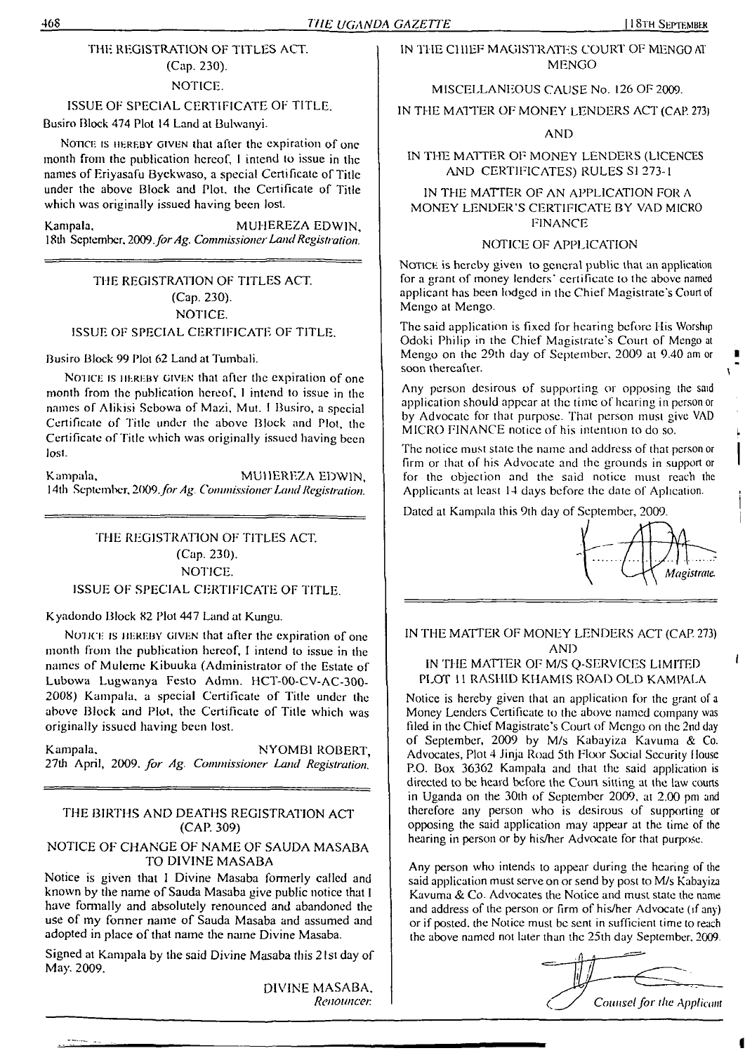THE REGISTRATION OF TITLES ACT.
(Cap. 230).
NOTICE.
ISSUE OF SPECIAL CERTIFICATE OF TITLE.

Busiro Block 474 Plot 14 Land at Bulwanyi.

NOTICE IS HEREBY GIVEN that after the expiration of one month from the publication hereof, I intend to issue in the names of Eriyasafu Byekwaso, a special Certificate of Title under the above Block and Plot, the Certificate of Title which was originally issued having been lost.

Kampala, MUHEREZA EDWIN,
18th September, 2009. *for Ag. Commissioner Land Registration.*

---

THE REGISTRATION OF TITLES ACT.
(Cap. 230).
NOTICE.
ISSUE OF SPECIAL CERTIFICATE OF TITLE.

Busiro Block 99 Plot 62 Land at Tumbali.

NOTICE IS HEREBY GIVEN that after the expiration of one month from the publication hereof, I intend to issue in the names of Alikisi Sebowa of Mazi, Mut. I Busiro, a special Certificate of Title under the above Block and Plot, the Certificate of Title which was originally issued having been lost.

Kampala, MUHEREZA EDWIN,
14th September, 2009. *for Ag. Commissioner Land Registration.*

---

THE REGISTRATION OF TITLES ACT.
(Cap. 230).
NOTICE.
ISSUE OF SPECIAL CERTIFICATE OF TITLE.

Kyadondo Block 82 Plot 447 Land at Kungu.

NOTICE IS HEREBY GIVEN that after the expiration of one month from the publication hereof, I intend to issue in the names of Muleme Kibuuka (Administrator of the Estate of Lubowa Lugwanya Festo Admn. HCT-00-CV-AC-300-2008) Kampala, a special Certificate of Title under the above Block and Plot, the Certificate of Title which was originally issued having been lost.

Kampala, NYOMBI ROBERT,
27th April, 2009. *for Ag. Commissioner Land Registration.*

---

THE BIRTHS AND DEATHS REGISTRATION ACT
(CAP. 309)

NOTICE OF CHANGE OF NAME OF SAUDA MASABA TO DIVINE MASABA

Notice is given that I Divine Masaba formerly called and known by the name of Sauda Masaba give public notice that I have formally and absolutely renounced and abandoned the use of my former name of Sauda Masaba and assumed and adopted in place of that name the name Divine Masaba.

Signed at Kampala by the said Divine Masaba this 21st day of May, 2009.

DIVINE MASABA,
*Renouncer.*

---

IN THE CHIEF MAGISTRATES COURT OF MENGO AT MENGO

MISCELLANEOUS CAUSE No. 126 OF 2009.

IN THE MATTER OF MONEY LENDERS ACT (CAP. 273)

AND

IN THE MATTER OF MONEY LENDERS (LICENCES AND CERTIFICATES) RULES SI 273-1

IN THE MATTER OF AN APPLICATION FOR A MONEY LENDER'S CERTIFICATE BY VAD MICRO FINANCE

NOTICE OF APPLICATION

NOTICE is hereby given to general public that an application for a grant of money lenders' certificate to the above named applicant has been lodged in the Chief Magistrate's Court of Mengo at Mengo.

The said application is fixed for hearing before His Worship Odoki Philip in the Chief Magistrate's Court of Mengo at Mengo on the 29th day of September, 2009 at 9.40 am or soon thereafter.

Any person desirous of supporting or opposing the said application should appear at the time of hearing in person or by Advocate for that purpose. That person must give VAD MICRO FINANCE notice of his intention to do so.

The notice must state the name and address of that person or firm or that of his Advocate and the grounds in support or for the objection and the said notice must reach the Applicants at least 14 days before the date of Aplication.

Dated at Kampala this 9th day of September, 2009.

*Magistrate.*

---

IN THE MATTER OF MONEY LENDERS ACT (CAP. 273)
AND
IN THE MATTER OF M/S Q-SERVICES LIMITED PLOT 11 RASHID KHAMIS ROAD OLD KAMPALA

Notice is hereby given that an application for the grant of a Money Lenders Certificate to the above named company was filed in the Chief Magistrate's Court of Mengo on the 2nd day of September, 2009 by M/s Kabayiza Kavuma & Co. Advocates, Plot 4 Jinja Road 5th Floor Social Security House P.O. Box 36362 Kampala and that the said application is directed to be heard before the Court sitting at the law courts in Uganda on the 30th of September 2009, at 2.00 pm and therefore any person who is desirous of supporting or opposing the said application may appear at the time of the hearing in person or by his/her Advocate for that purpose.

Any person who intends to appear during the hearing of the said application must serve on or send by post to M/s Kabayiza Kavuma & Co. Advocates the Notice and must state the name and address of the person or firm of his/her Advocate (if any) or if posted, the Notice must be sent in sufficient time to reach the above named not later than the 25th day September, 2009.

*Counsel for the Applicant*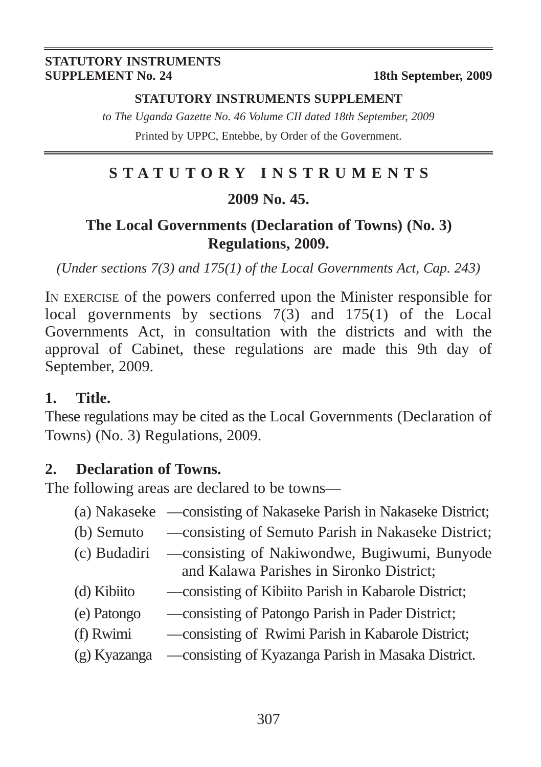**STATUTORY INSTRUMENTS**
**SUPPLEMENT No. 24** **18th September, 2009**

**STATUTORY INSTRUMENTS SUPPLEMENT**

*to The Uganda Gazette No. 46 Volume CII dated 18th September, 2009*

Printed by UPPC, Entebbe, by Order of the Government.

# STATUTORY INSTRUMENTS

## 2009 No. 45.

## The Local Governments (Declaration of Towns) (No. 3) Regulations, 2009.

*(Under sections 7(3) and 175(1) of the Local Governments Act, Cap. 243)*

IN EXERCISE of the powers conferred upon the Minister responsible for local governments by sections 7(3) and 175(1) of the Local Governments Act, in consultation with the districts and with the approval of Cabinet, these regulations are made this 9th day of September, 2009.

**1. Title.**

These regulations may be cited as the Local Governments (Declaration of Towns) (No. 3) Regulations, 2009.

**2. Declaration of Towns.**

The following areas are declared to be towns—

(a) Nakaseke —consisting of Nakaseke Parish in Nakaseke District;

(b) Semuto —consisting of Semuto Parish in Nakaseke District;

(c) Budadiri —consisting of Nakiwondwe, Bugiwumi, Bunyode and Kalawa Parishes in Sironko District;

(d) Kibiito —consisting of Kibiito Parish in Kabarole District;

(e) Patongo —consisting of Patongo Parish in Pader District;

(f) Rwimi —consisting of Rwimi Parish in Kabarole District;

(g) Kyazanga —consisting of Kyazanga Parish in Masaka District.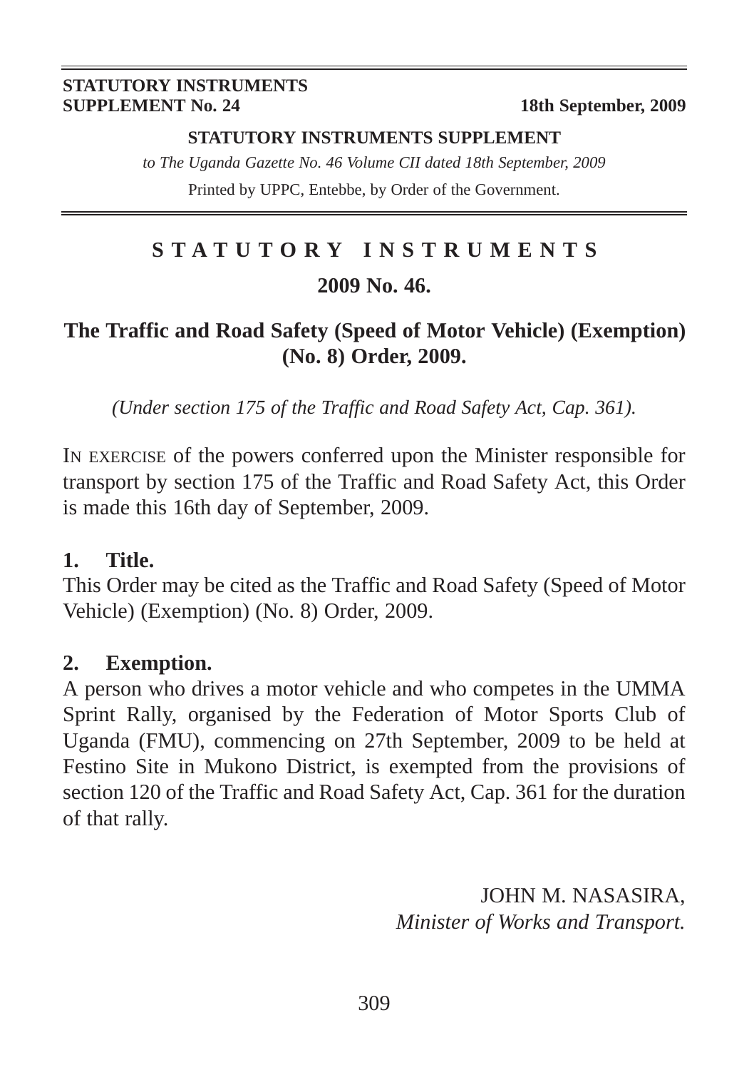STATUTORY INSTRUMENTS
SUPPLEMENT No. 24 — 18th September, 2009

**STATUTORY INSTRUMENTS SUPPLEMENT**

*to The Uganda Gazette No. 46 Volume CII dated 18th September, 2009*

Printed by UPPC, Entebbe, by Order of the Government.

# STATUTORY INSTRUMENTS

## 2009 No. 46.

## The Traffic and Road Safety (Speed of Motor Vehicle) (Exemption) (No. 8) Order, 2009.

*(Under section 175 of the Traffic and Road Safety Act, Cap. 361).*

IN EXERCISE of the powers conferred upon the Minister responsible for transport by section 175 of the Traffic and Road Safety Act, this Order is made this 16th day of September, 2009.

**1. Title.**

This Order may be cited as the Traffic and Road Safety (Speed of Motor Vehicle) (Exemption) (No. 8) Order, 2009.

**2. Exemption.**

A person who drives a motor vehicle and who competes in the UMMA Sprint Rally, organised by the Federation of Motor Sports Club of Uganda (FMU), commencing on 27th September, 2009 to be held at Festino Site in Mukono District, is exempted from the provisions of section 120 of the Traffic and Road Safety Act, Cap. 361 for the duration of that rally.

JOHN M. NASASIRA,
*Minister of Works and Transport.*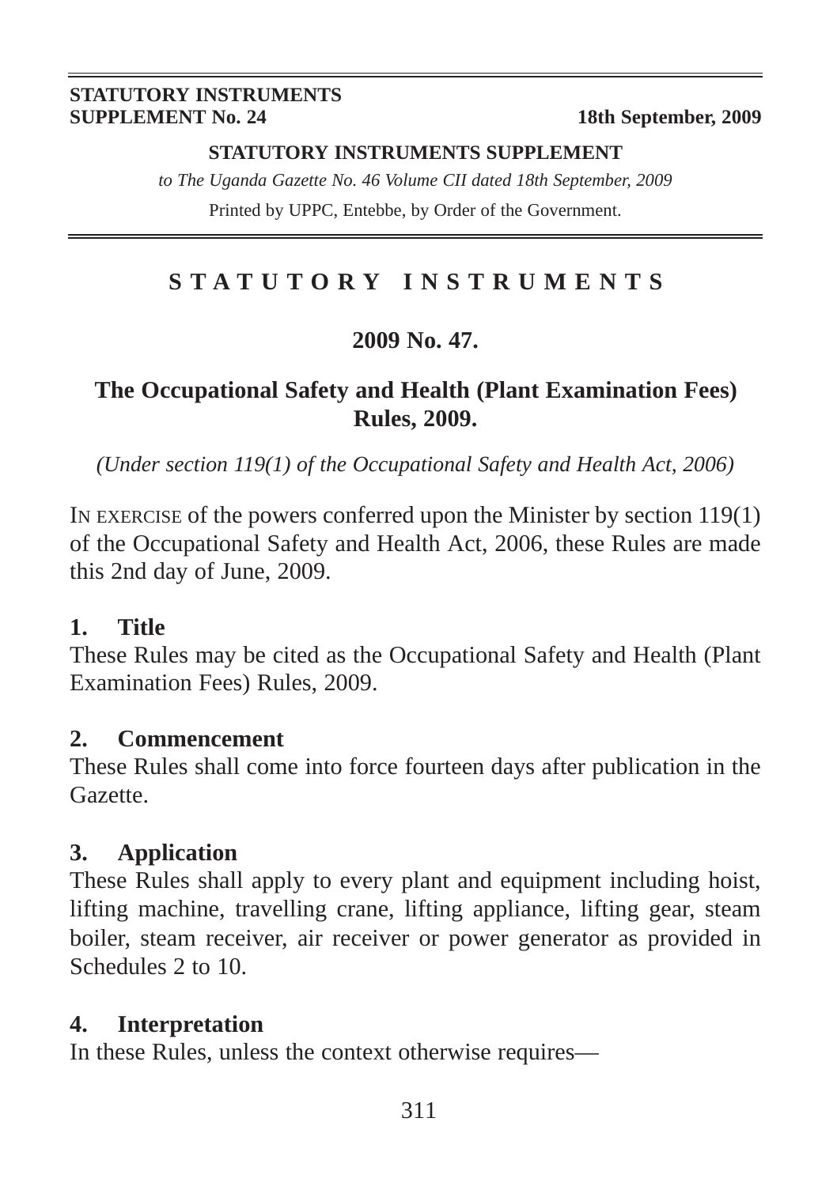**STATUTORY INSTRUMENTS SUPPLEMENT No. 24** — **18th September, 2009**

**STATUTORY INSTRUMENTS SUPPLEMENT**

*to The Uganda Gazette No. 46 Volume CII dated 18th September, 2009*

Printed by UPPC, Entebbe, by Order of the Government.

# S T A T U T O R Y   I N S T R U M E N T S

## 2009 No. 47.

## The Occupational Safety and Health (Plant Examination Fees) Rules, 2009.

*(Under section 119(1) of the Occupational Safety and Health Act, 2006)*

IN EXERCISE of the powers conferred upon the Minister by section 119(1) of the Occupational Safety and Health Act, 2006, these Rules are made this 2nd day of June, 2009.

### 1. Title

These Rules may be cited as the Occupational Safety and Health (Plant Examination Fees) Rules, 2009.

### 2. Commencement

These Rules shall come into force fourteen days after publication in the Gazette.

### 3. Application

These Rules shall apply to every plant and equipment including hoist, lifting machine, travelling crane, lifting appliance, lifting gear, steam boiler, steam receiver, air receiver or power generator as provided in Schedules 2 to 10.

### 4. Interpretation

In these Rules, unless the context otherwise requires—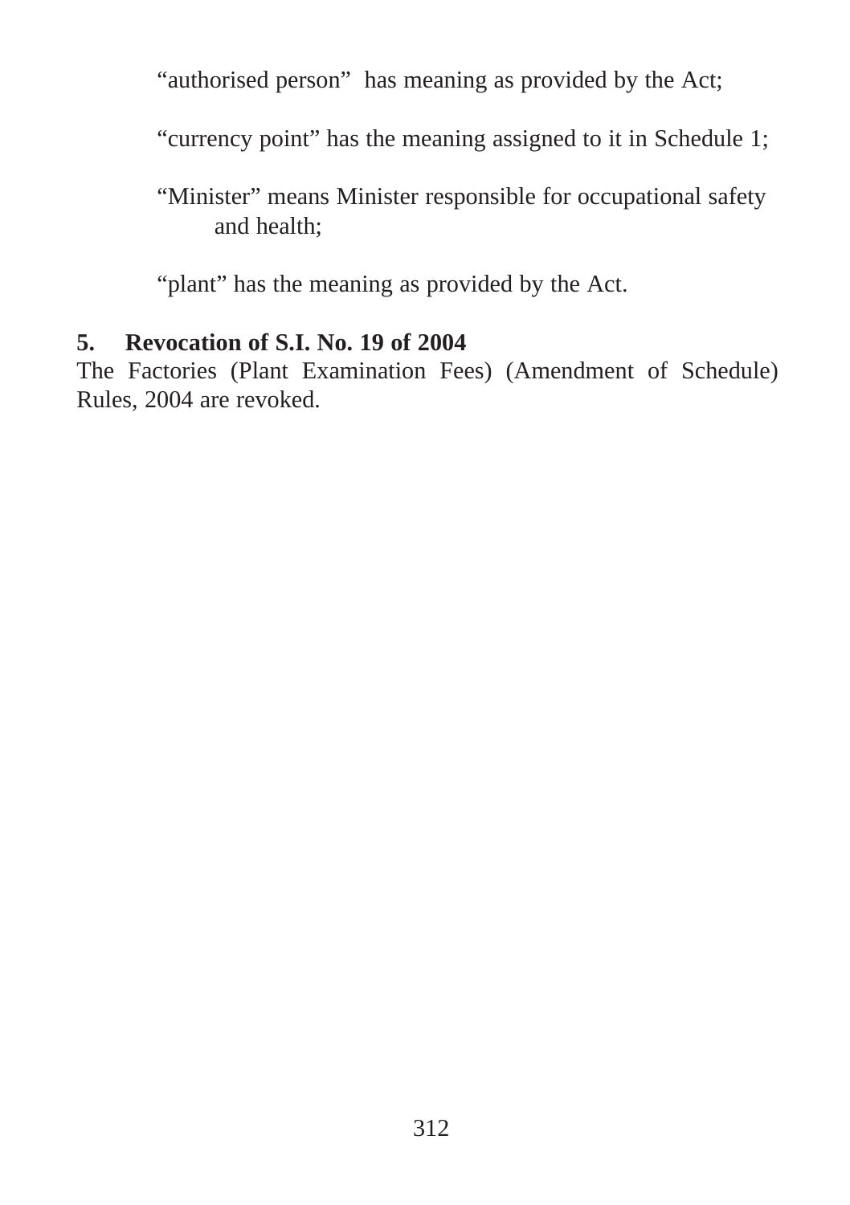“authorised person”  has meaning as provided by the Act;

“currency point” has the meaning assigned to it in Schedule 1;

“Minister” means Minister responsible for occupational safety and health;

“plant” has the meaning as provided by the Act.

**5. Revocation of S.I. No. 19 of 2004**

The Factories (Plant Examination Fees) (Amendment of Schedule) Rules, 2004 are revoked.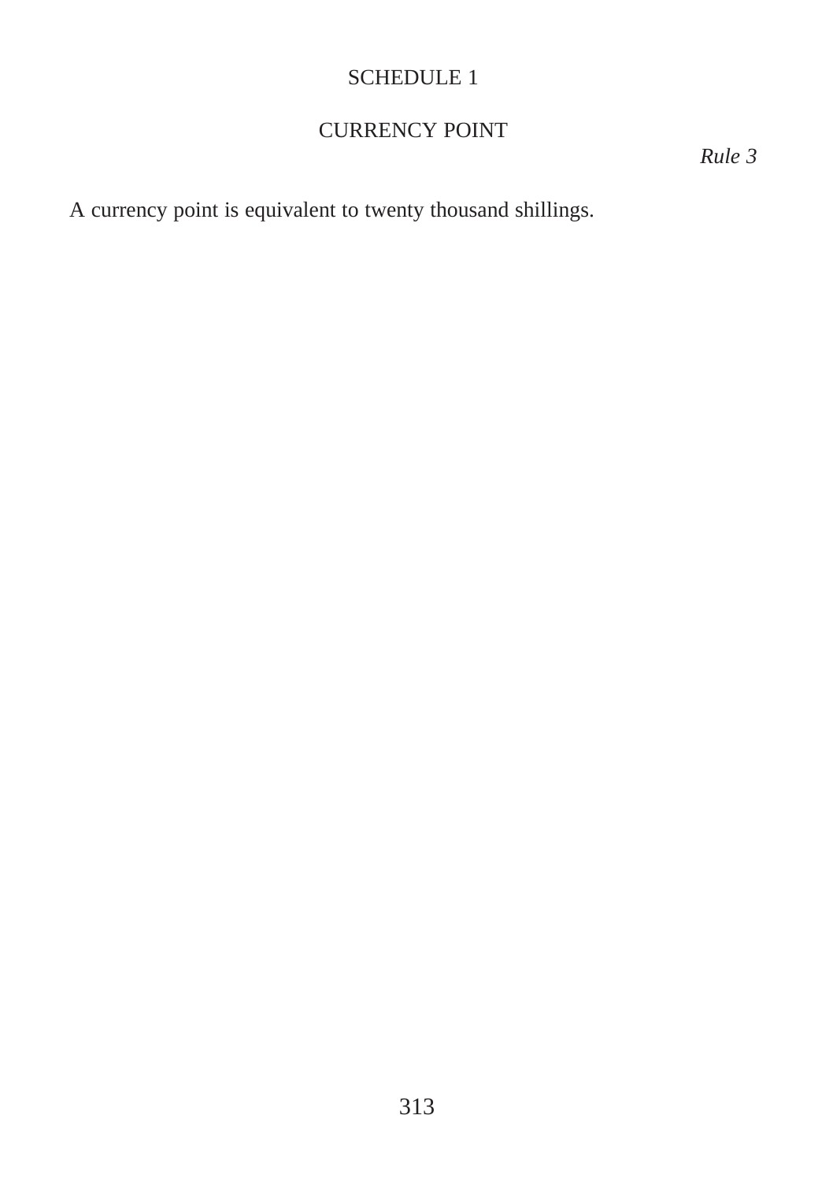# SCHEDULE 1

## CURRENCY POINT

*Rule 3*

A currency point is equivalent to twenty thousand shillings.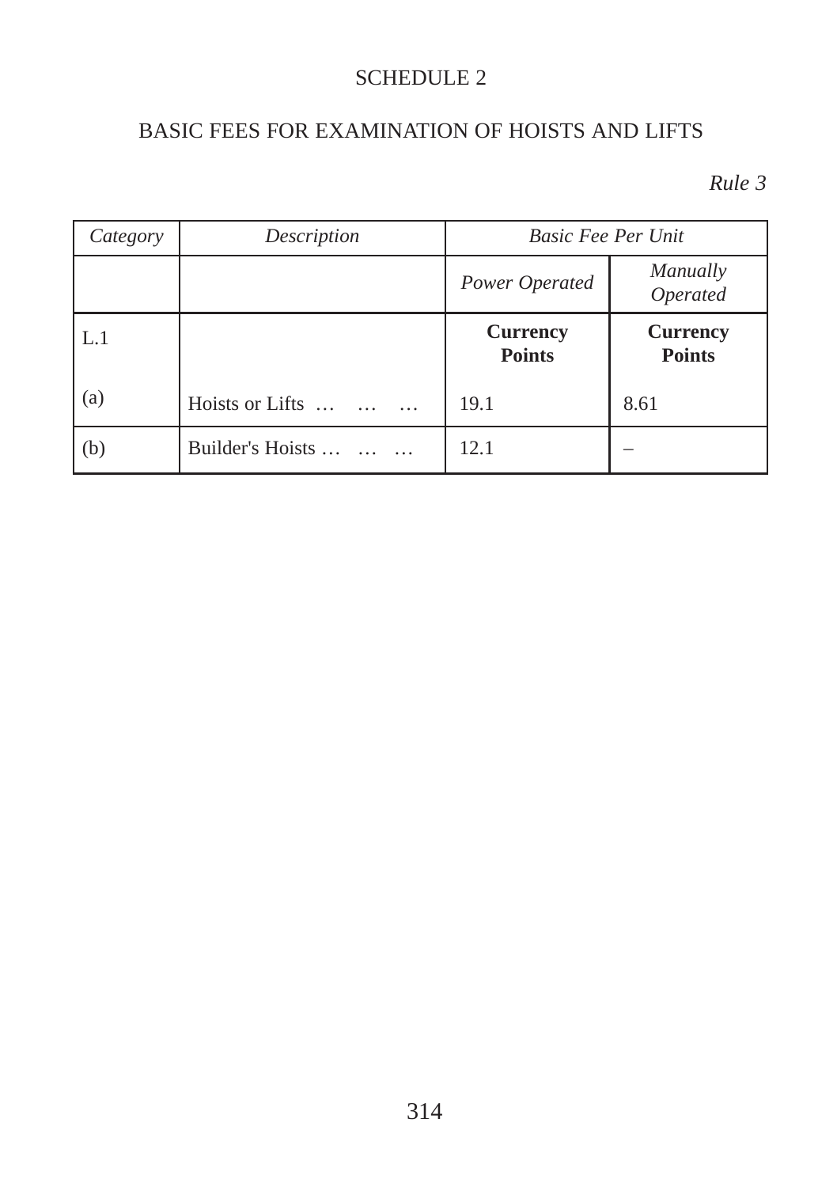SCHEDULE 2

BASIC FEES FOR EXAMINATION OF HOISTS AND LIFTS

*Rule 3*

| *Category* | *Description* | *Basic Fee Per Unit* | |
|---|---|---|---|
| | | *Power Operated* | *Manually Operated* |
| L.1 | | **Currency Points** | **Currency Points** |
| (a) | Hoists or Lifts … … … | 19.1 | 8.61 |
| (b) | Builder's Hoists … … … | 12.1 | – |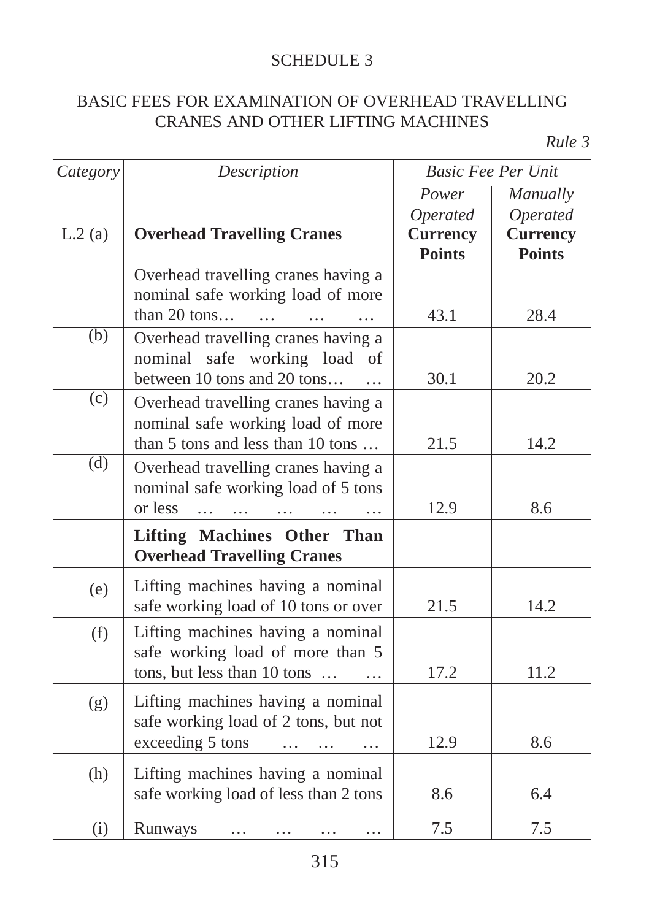SCHEDULE 3

BASIC FEES FOR EXAMINATION OF OVERHEAD TRAVELLING CRANES AND OTHER LIFTING MACHINES

*Rule 3*

| *Category* | *Description* | *Basic Fee Per Unit* | |
|---|---|---|---|
| | | *Power Operated* | *Manually Operated* |
| L.2 (a) | **Overhead Travelling Cranes** | **Currency Points** | **Currency Points** |
| | Overhead travelling cranes having a nominal safe working load of more than 20 tons… … … … | 43.1 | 28.4 |
| (b) | Overhead travelling cranes having a nominal safe working load of between 10 tons and 20 tons… … | 30.1 | 20.2 |
| (c) | Overhead travelling cranes having a nominal safe working load of more than 5 tons and less than 10 tons … | 21.5 | 14.2 |
| (d) | Overhead travelling cranes having a nominal safe working load of 5 tons or less … … … … … | 12.9 | 8.6 |
| | **Lifting Machines Other Than Overhead Travelling Cranes** | | |
| (e) | Lifting machines having a nominal safe working load of 10 tons or over | 21.5 | 14.2 |
| (f) | Lifting machines having a nominal safe working load of more than 5 tons, but less than 10 tons … … | 17.2 | 11.2 |
| (g) | Lifting machines having a nominal safe working load of 2 tons, but not exceeding 5 tons … … … | 12.9 | 8.6 |
| (h) | Lifting machines having a nominal safe working load of less than 2 tons | 8.6 | 6.4 |
| (i) | Runways … … … … | 7.5 | 7.5 |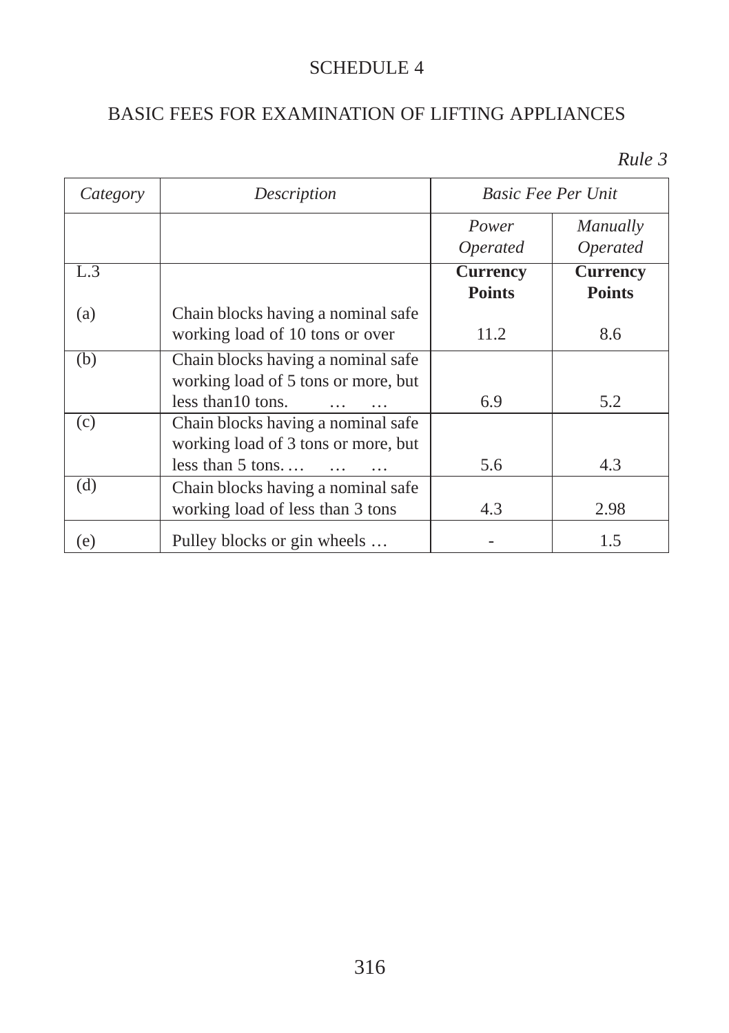# SCHEDULE 4

## BASIC FEES FOR EXAMINATION OF LIFTING APPLIANCES

*Rule 3*

| *Category* | *Description* | *Basic Fee Per Unit* | |
|---|---|---|---|
| | | *Power Operated* | *Manually Operated* |
| L.3 | | **Currency Points** | **Currency Points** |
| (a) | Chain blocks having a nominal safe working load of 10 tons or over | 11.2 | 8.6 |
| (b) | Chain blocks having a nominal safe working load of 5 tons or more, but less than10 tons. … … | 6.9 | 5.2 |
| (c) | Chain blocks having a nominal safe working load of 3 tons or more, but less than 5 tons. … … … | 5.6 | 4.3 |
| (d) | Chain blocks having a nominal safe working load of less than 3 tons | 4.3 | 2.98 |
| (e) | Pulley blocks or gin wheels … | - | 1.5 |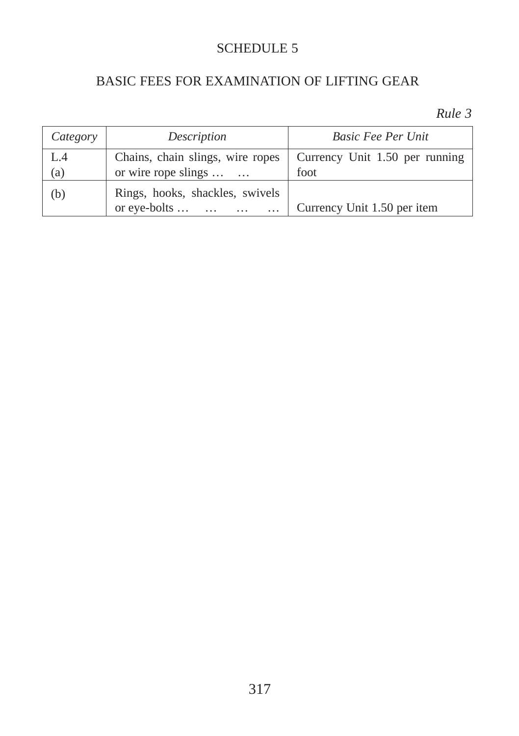# SCHEDULE 5

## BASIC FEES FOR EXAMINATION OF LIFTING GEAR

*Rule 3*

| *Category* | *Description* | *Basic Fee Per Unit* |
|---|---|---|
| L.4 (a) | Chains, chain slings, wire ropes or wire rope slings … … | Currency Unit 1.50 per running foot |
| (b) | Rings, hooks, shackles, swivels or eye-bolts … … … … | Currency Unit 1.50 per item |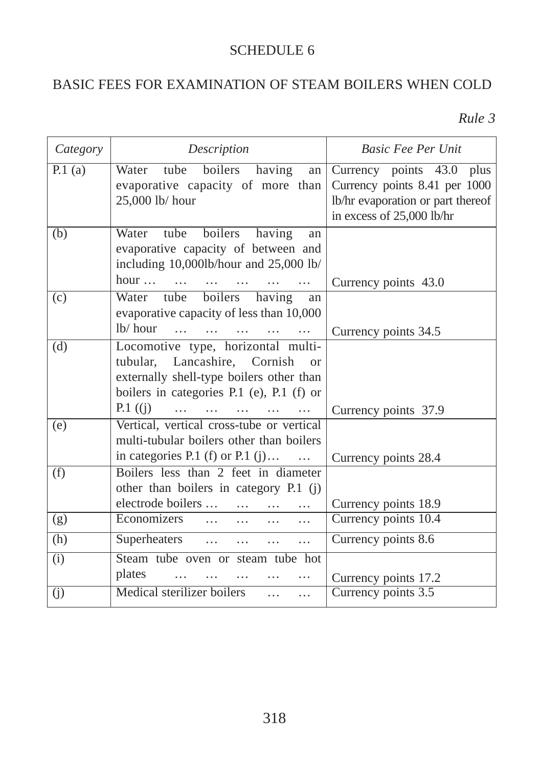SCHEDULE 6

BASIC FEES FOR EXAMINATION OF STEAM BOILERS WHEN COLD

*Rule 3*

| *Category* | *Description* | *Basic Fee Per Unit* |
|---|---|---|
| P.1 (a) | Water tube boilers having an evaporative capacity of more than 25,000 lb/ hour | Currency points 43.0 plus Currency points 8.41 per 1000 lb/hr evaporation or part thereof in excess of 25,000 lb/hr |
| (b) | Water tube boilers having an evaporative capacity of between and including 10,000lb/hour and 25,000 lb/ hour … … … … … … | Currency points 43.0 |
| (c) | Water tube boilers having an evaporative capacity of less than 10,000 lb/ hour … … … … … | Currency points 34.5 |
| (d) | Locomotive type, horizontal multi-tubular, Lancashire, Cornish or externally shell-type boilers other than boilers in categories P.1 (e), P.1 (f) or P.1 ((j) … … … … … | Currency points 37.9 |
| (e) | Vertical, vertical cross-tube or vertical multi-tubular boilers other than boilers in categories P.1 (f) or P.1 (j)… … | Currency points 28.4 |
| (f) | Boilers less than 2 feet in diameter other than boilers in category P.1 (j) electrode boilers … … … … | Currency points 18.9 |
| (g) | Economizers … … … … | Currency points 10.4 |
| (h) | Superheaters … … … … | Currency points 8.6 |
| (i) | Steam tube oven or steam tube hot plates … … … … … | Currency points 17.2 |
| (j) | Medical sterilizer boilers … … | Currency points 3.5 |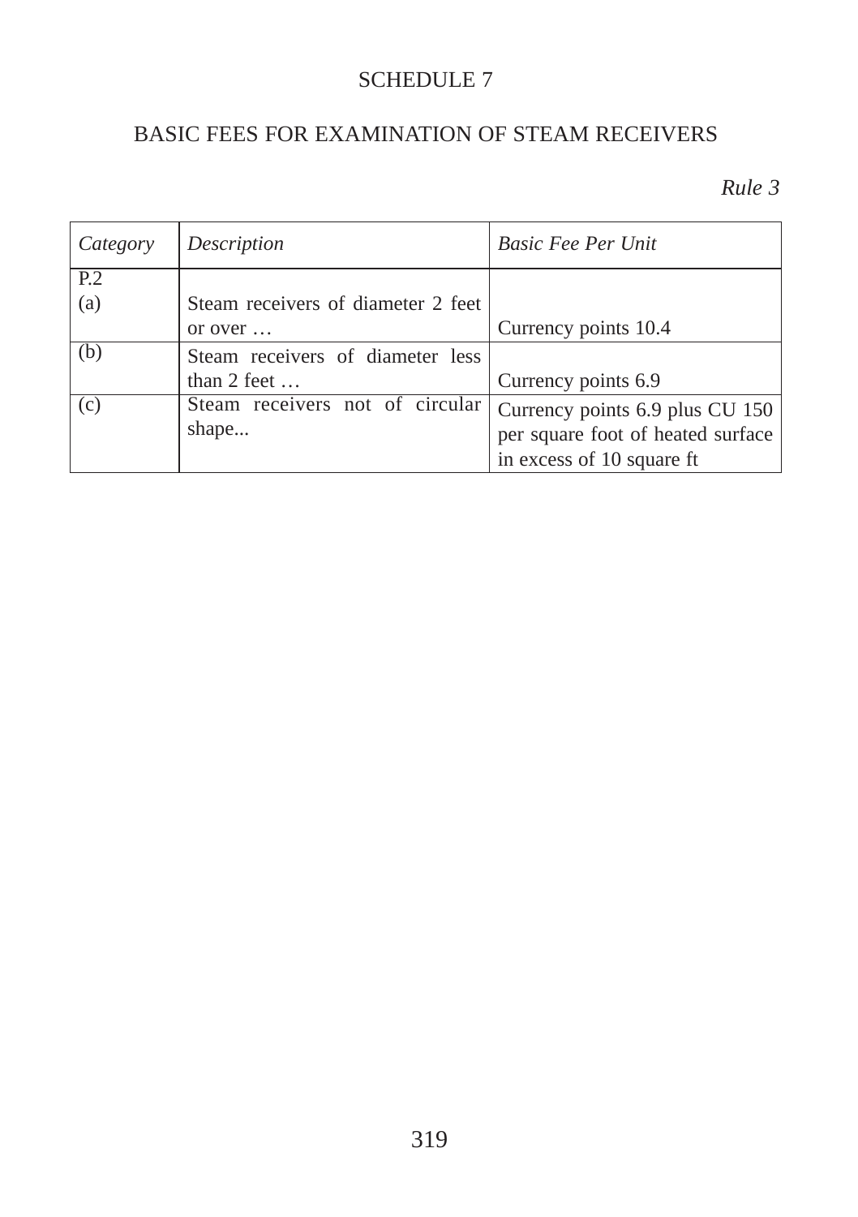# SCHEDULE 7

## BASIC FEES FOR EXAMINATION OF STEAM RECEIVERS

*Rule 3*

| *Category* | *Description* | *Basic Fee Per Unit* |
|---|---|---|
| P.2<br>(a) | Steam receivers of diameter 2 feet or over … | Currency points 10.4 |
| (b) | Steam receivers of diameter less than 2 feet … | Currency points 6.9 |
| (c) | Steam receivers not of circular shape... | Currency points 6.9 plus CU 150 per square foot of heated surface in excess of 10 square ft |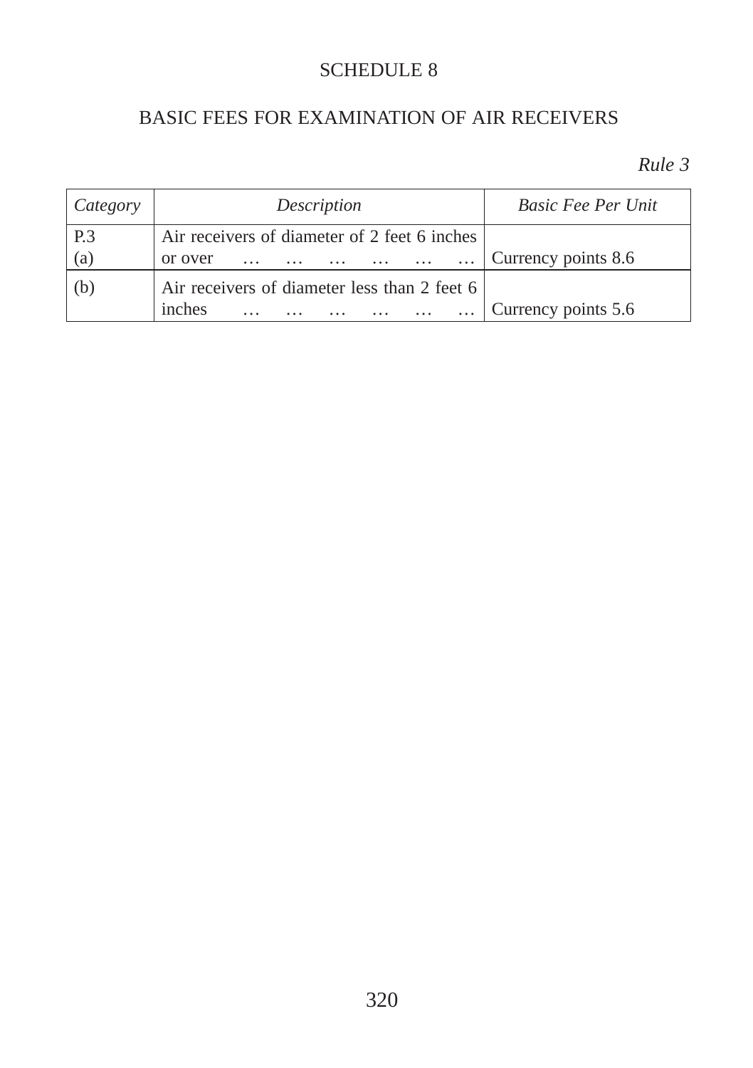# SCHEDULE 8

## BASIC FEES FOR EXAMINATION OF AIR RECEIVERS

*Rule 3*

| *Category* | *Description* | *Basic Fee Per Unit* |
|---|---|---|
| P.3 (a) | Air receivers of diameter of 2 feet 6 inches or over … … … … … … | Currency points 8.6 |
| (b) | Air receivers of diameter less than 2 feet 6 inches … … … … … … | Currency points 5.6 |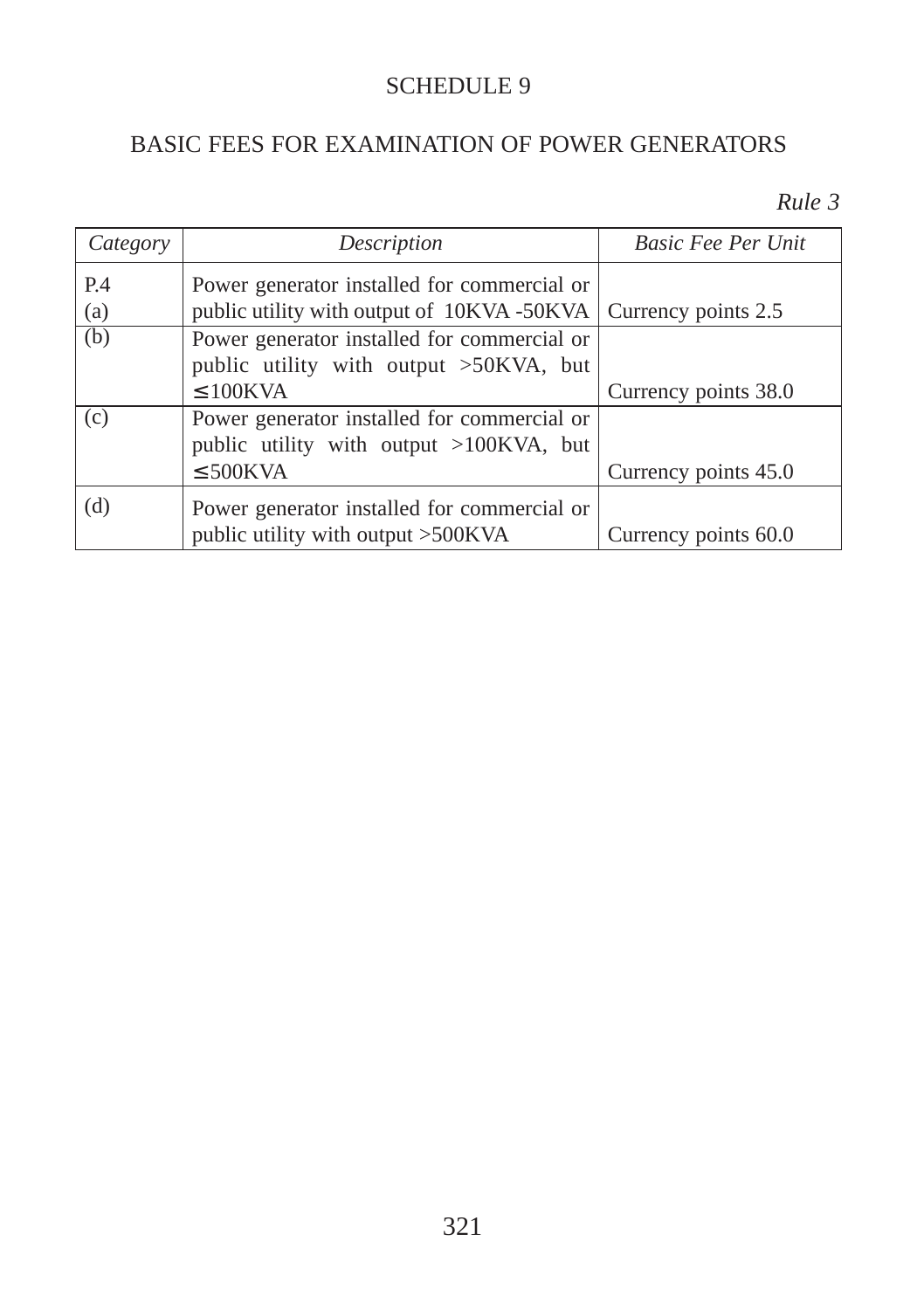# SCHEDULE 9

## BASIC FEES FOR EXAMINATION OF POWER GENERATORS

*Rule 3*

| *Category* | *Description* | *Basic Fee Per Unit* |
|---|---|---|
| P.4 (a) | Power generator installed for commercial or public utility with output of 10KVA -50KVA | Currency points 2.5 |
| (b) | Power generator installed for commercial or public utility with output >50KVA, but ≤100KVA | Currency points 38.0 |
| (c) | Power generator installed for commercial or public utility with output >100KVA, but ≤500KVA | Currency points 45.0 |
| (d) | Power generator installed for commercial or public utility with output >500KVA | Currency points 60.0 |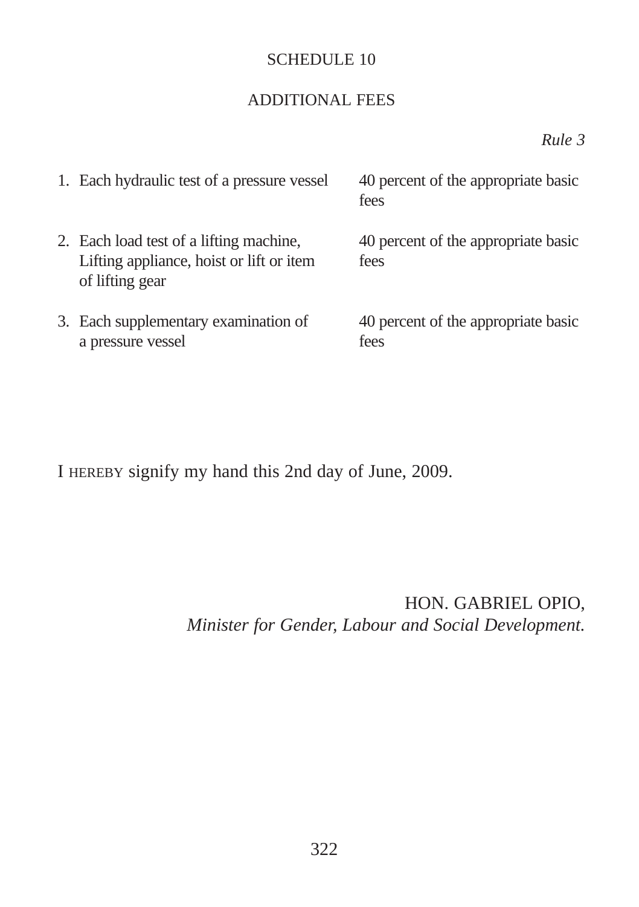## SCHEDULE 10

## ADDITIONAL FEES

*Rule 3*

| | |
|---|---|
| 1. Each hydraulic test of a pressure vessel | 40 percent of the appropriate basic fees |
| 2. Each load test of a lifting machine, Lifting appliance, hoist or lift or item of lifting gear | 40 percent of the appropriate basic fees |
| 3. Each supplementary examination of a pressure vessel | 40 percent of the appropriate basic fees |

I HEREBY signify my hand this 2nd day of June, 2009.

HON. GABRIEL OPIO,
*Minister for Gender, Labour and Social Development.*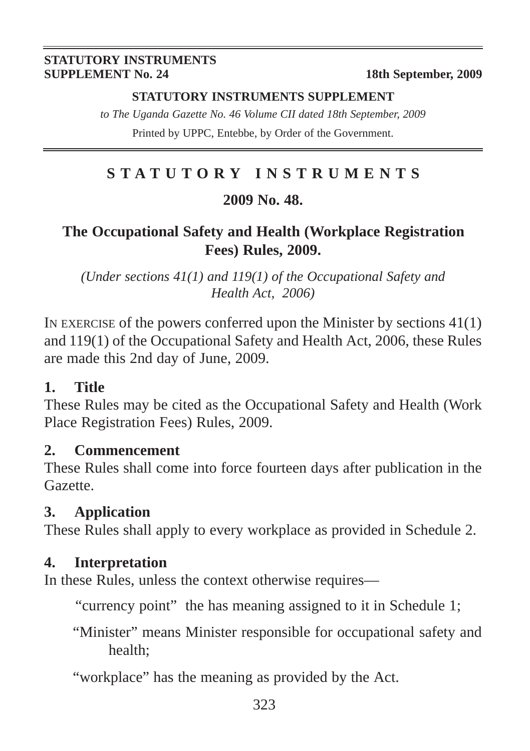**STATUTORY INSTRUMENTS SUPPLEMENT No. 24** — **18th September, 2009**

**STATUTORY INSTRUMENTS SUPPLEMENT**

*to The Uganda Gazette No. 46 Volume CII dated 18th September, 2009*

Printed by UPPC, Entebbe, by Order of the Government.

# STATUTORY INSTRUMENTS

## 2009 No. 48.

## The Occupational Safety and Health (Workplace Registration Fees) Rules, 2009.

*(Under sections 41(1) and 119(1) of the Occupational Safety and Health Act, 2006)*

IN EXERCISE of the powers conferred upon the Minister by sections 41(1) and 119(1) of the Occupational Safety and Health Act, 2006, these Rules are made this 2nd day of June, 2009.

### 1. Title

These Rules may be cited as the Occupational Safety and Health (Work Place Registration Fees) Rules, 2009.

### 2. Commencement

These Rules shall come into force fourteen days after publication in the Gazette.

### 3. Application

These Rules shall apply to every workplace as provided in Schedule 2.

### 4. Interpretation

In these Rules, unless the context otherwise requires—

"currency point" the has meaning assigned to it in Schedule 1;

"Minister" means Minister responsible for occupational safety and health;

"workplace" has the meaning as provided by the Act.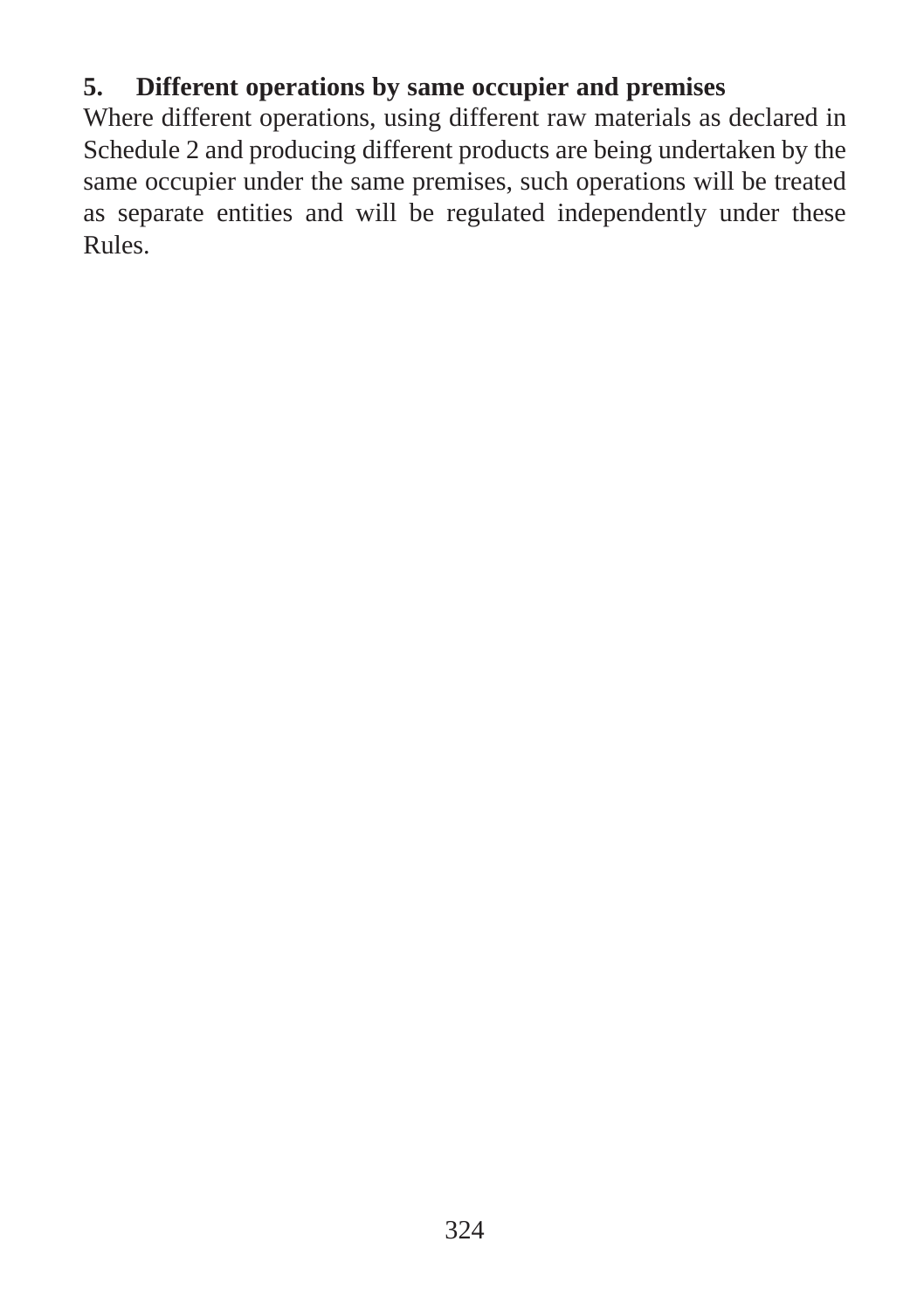**5. Different operations by same occupier and premises**

Where different operations, using different raw materials as declared in Schedule 2 and producing different products are being undertaken by the same occupier under the same premises, such operations will be treated as separate entities and will be regulated independently under these Rules.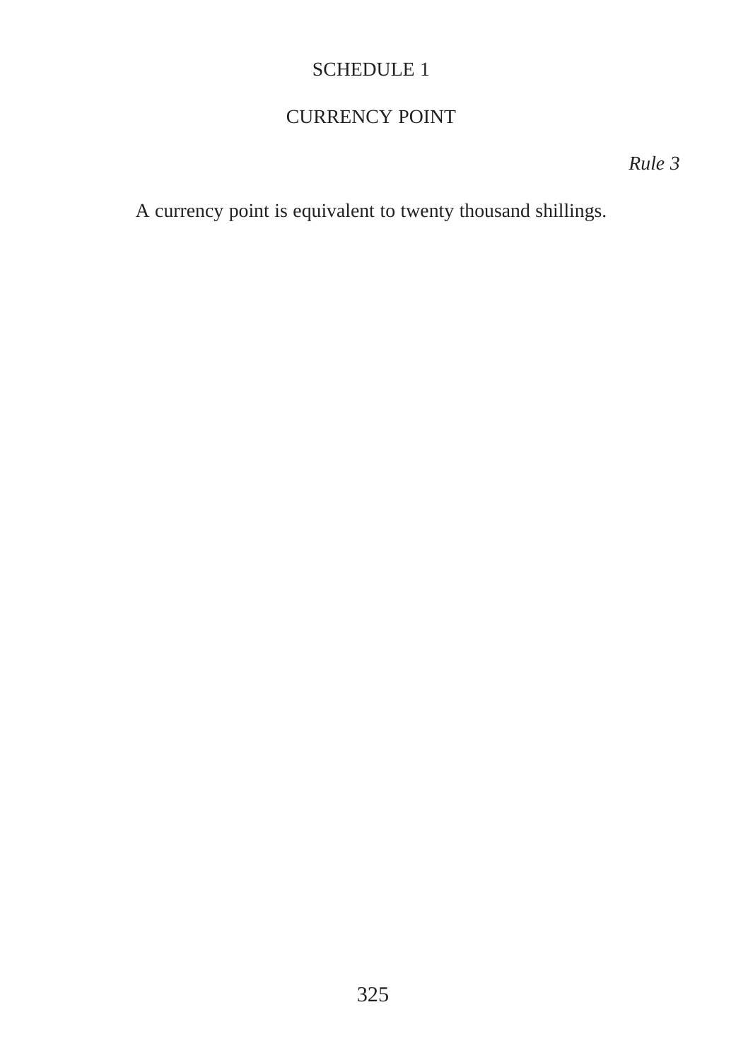# SCHEDULE 1

## CURRENCY POINT

*Rule 3*

A currency point is equivalent to twenty thousand shillings.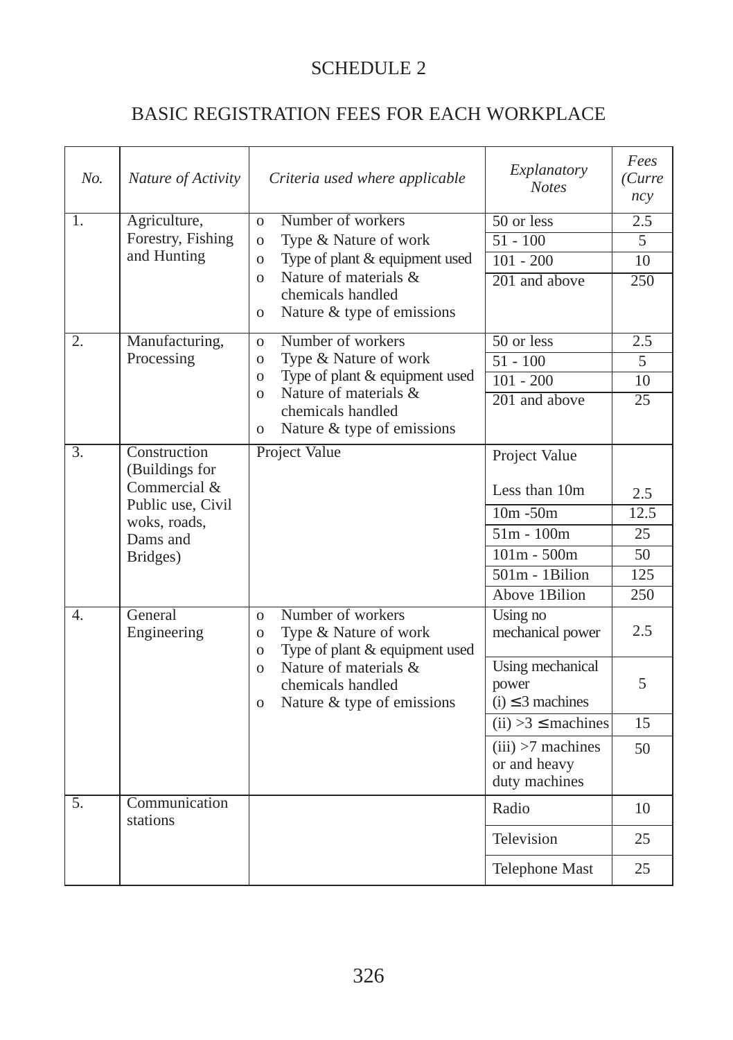# SCHEDULE 2

## BASIC REGISTRATION FEES FOR EACH WORKPLACE

| *No.* | *Nature of Activity* | *Criteria used where applicable* | *Explanatory Notes* | *Fees (Currency* |
|---|---|---|---|---|
| 1. | Agriculture, Forestry, Fishing and Hunting | o Number of workers<br>o Type & Nature of work<br>o Type of plant & equipment used<br>o Nature of materials & chemicals handled<br>o Nature & type of emissions | 50 or less | 2.5 |
| | | | 51 - 100 | 5 |
| | | | 101 - 200 | 10 |
| | | | 201 and above | 250 |
| 2. | Manufacturing, Processing | o Number of workers<br>o Type & Nature of work<br>o Type of plant & equipment used<br>o Nature of materials & chemicals handled<br>o Nature & type of emissions | 50 or less | 2.5 |
| | | | 51 - 100 | 5 |
| | | | 101 - 200 | 10 |
| | | | 201 and above | 25 |
| 3. | Construction (Buildings for Commercial & Public use, Civil woks, roads, Dams and Bridges) | Project Value | Project Value<br><br>Less than 10m | 2.5 |
| | | | 10m -50m | 12.5 |
| | | | 51m - 100m | 25 |
| | | | 101m - 500m | 50 |
| | | | 501m - 1Bilion | 125 |
| | | | Above 1Bilion | 250 |
| 4. | General Engineering | o Number of workers<br>o Type & Nature of work<br>o Type of plant & equipment used<br>o Nature of materials & chemicals handled<br>o Nature & type of emissions | Using no mechanical power | 2.5 |
| | | | Using mechanical power<br>(i) ≤ 3 machines | 5 |
| | | | (ii) >3 ≤ machines | 15 |
| | | | (iii) >7 machines or and heavy duty machines | 50 |
| 5. | Communication stations | | Radio | 10 |
| | | | Television | 25 |
| | | | Telephone Mast | 25 |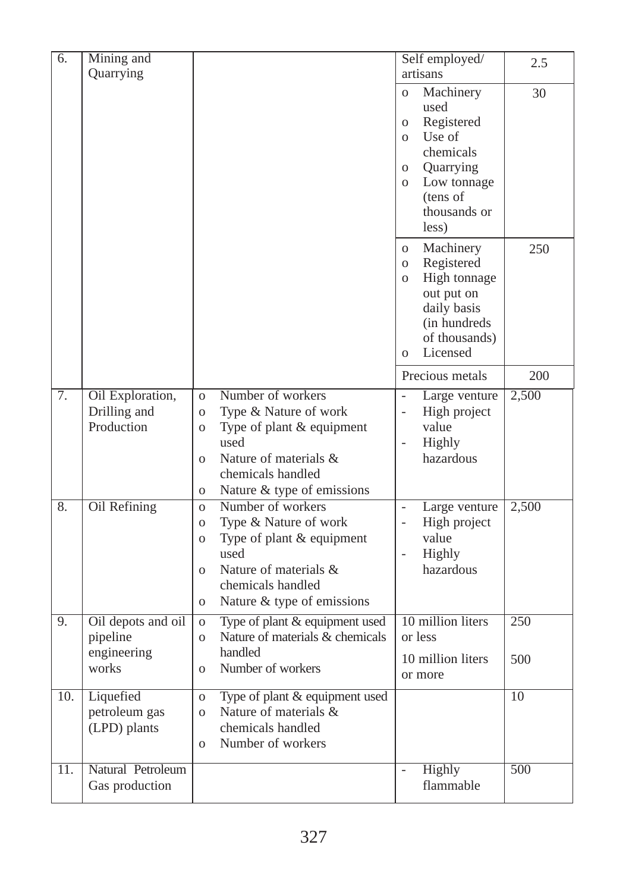| 6. | Mining and Quarrying | | Self employed/ artisans | 2.5 |
|---|---|---|---|---|
| | | | o Machinery used<br>o Registered<br>o Use of chemicals<br>o Quarrying<br>o Low tonnage (tens of thousands or less) | 30 |
| | | | o Machinery<br>o Registered<br>o High tonnage out put on daily basis (in hundreds of thousands)<br>o Licensed | 250 |
| | | | Precious metals | 200 |
| 7. | Oil Exploration, Drilling and Production | o Number of workers<br>o Type & Nature of work<br>o Type of plant & equipment used<br>o Nature of materials & chemicals handled<br>o Nature & type of emissions | - Large venture<br>- High project value<br>- Highly hazardous | 2,500 |
| 8. | Oil Refining | o Number of workers<br>o Type & Nature of work<br>o Type of plant & equipment used<br>o Nature of materials & chemicals handled<br>o Nature & type of emissions | - Large venture<br>- High project value<br>- Highly hazardous | 2,500 |
| 9. | Oil depots and oil pipeline engineering works | o Type of plant & equipment used<br>o Nature of materials & chemicals handled<br>o Number of workers | 10 million liters or less<br>10 million liters or more | 250<br>500 |
| 10. | Liquefied petroleum gas (LPD) plants | o Type of plant & equipment used<br>o Nature of materials & chemicals handled<br>o Number of workers | | 10 |
| 11. | Natural Petroleum Gas production | | - Highly flammable | 500 |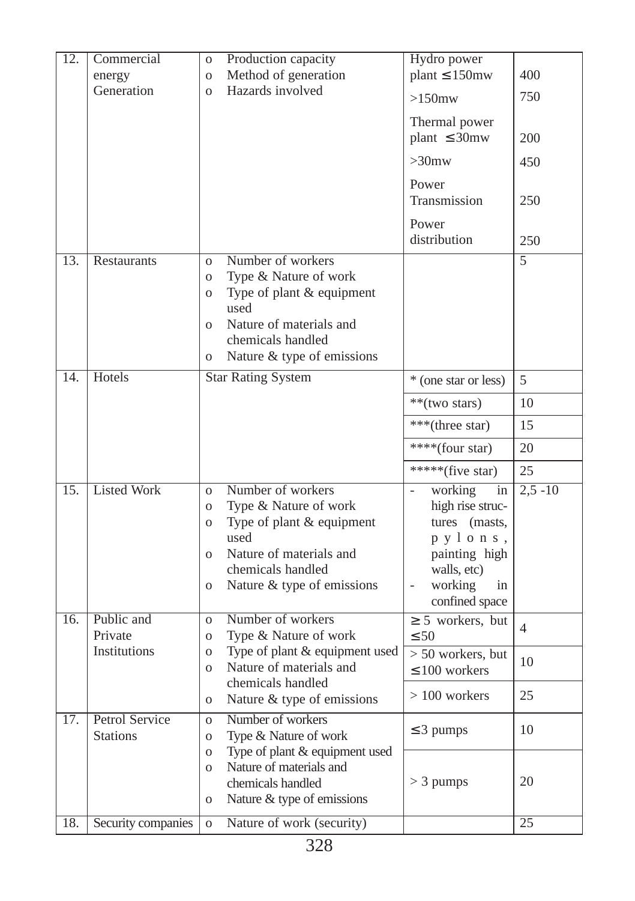| | | | | |
|---|---|---|---|---|
| 12. | Commercial energy Generation | o Production capacity<br>o Method of generation<br>o Hazards involved | Hydro power plant ≤150mw | 400 |
| | | | >150mw | 750 |
| | | | Thermal power plant ≤30mw | 200 |
| | | | >30mw | 450 |
| | | | Power Transmission | 250 |
| | | | Power distribution | 250 |
| 13. | Restaurants | o Number of workers<br>o Type & Nature of work<br>o Type of plant & equipment used<br>o Nature of materials and chemicals handled<br>o Nature & type of emissions | | 5 |
| 14. | Hotels | Star Rating System | * (one star or less) | 5 |
| | | | **(two stars) | 10 |
| | | | ***(three star) | 15 |
| | | | ****(four star) | 20 |
| | | | *****(five star) | 25 |
| 15. | Listed Work | o Number of workers<br>o Type & Nature of work<br>o Type of plant & equipment used<br>o Nature of materials and chemicals handled<br>o Nature & type of emissions | - working in high rise structures (masts, pylons, painting high walls, etc)<br>- working in confined space | 2,5 -10 |
| 16. | Public and Private Institutions | o Number of workers<br>o Type & Nature of work<br>o Type of plant & equipment used<br>o Nature of materials and chemicals handled<br>o Nature & type of emissions | ≥ 5 workers, but ≤50 | 4 |
| | | | > 50 workers, but ≤100 workers | 10 |
| | | | > 100 workers | 25 |
| 17. | Petrol Service Stations | o Number of workers<br>o Type & Nature of work<br>o Type of plant & equipment used<br>o Nature of materials and chemicals handled<br>o Nature & type of emissions | ≤3 pumps | 10 |
| | | | > 3 pumps | 20 |
| 18. | Security companies | o Nature of work (security) | | 25 |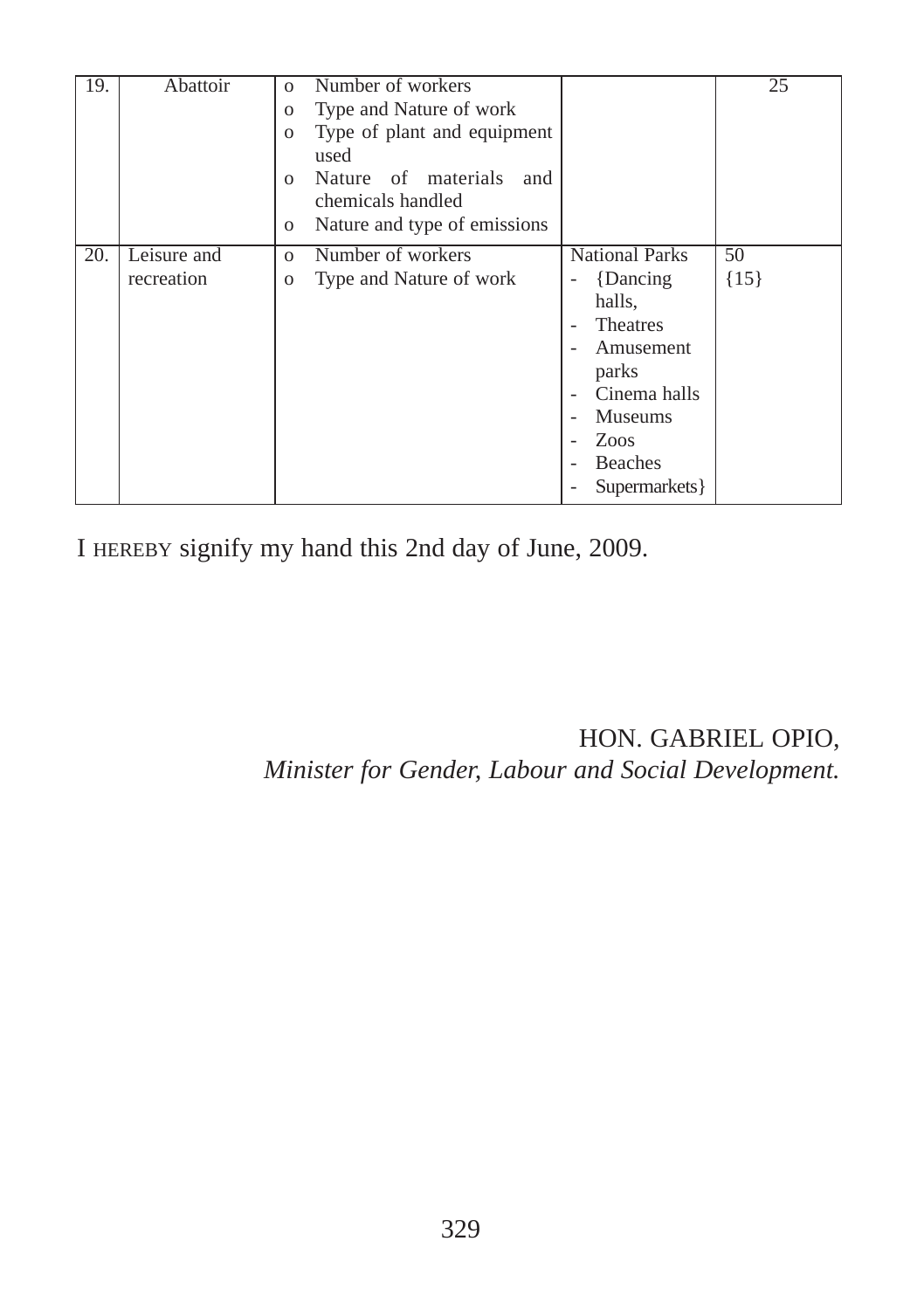| | | | | |
|---|---|---|---|---|
| 19. | Abattoir | o Number of workers<br>o Type and Nature of work<br>o Type of plant and equipment used<br>o Nature of materials and chemicals handled<br>o Nature and type of emissions | | 25 |
| 20. | Leisure and recreation | o Number of workers<br>o Type and Nature of work | National Parks<br>- {Dancing halls,<br>- Theatres<br>- Amusement parks<br>- Cinema halls<br>- Museums<br>- Zoos<br>- Beaches<br>- Supermarkets} | 50<br>{15} |

I HEREBY signify my hand this 2nd day of June, 2009.

HON. GABRIEL OPIO,
*Minister for Gender, Labour and Social Development.*